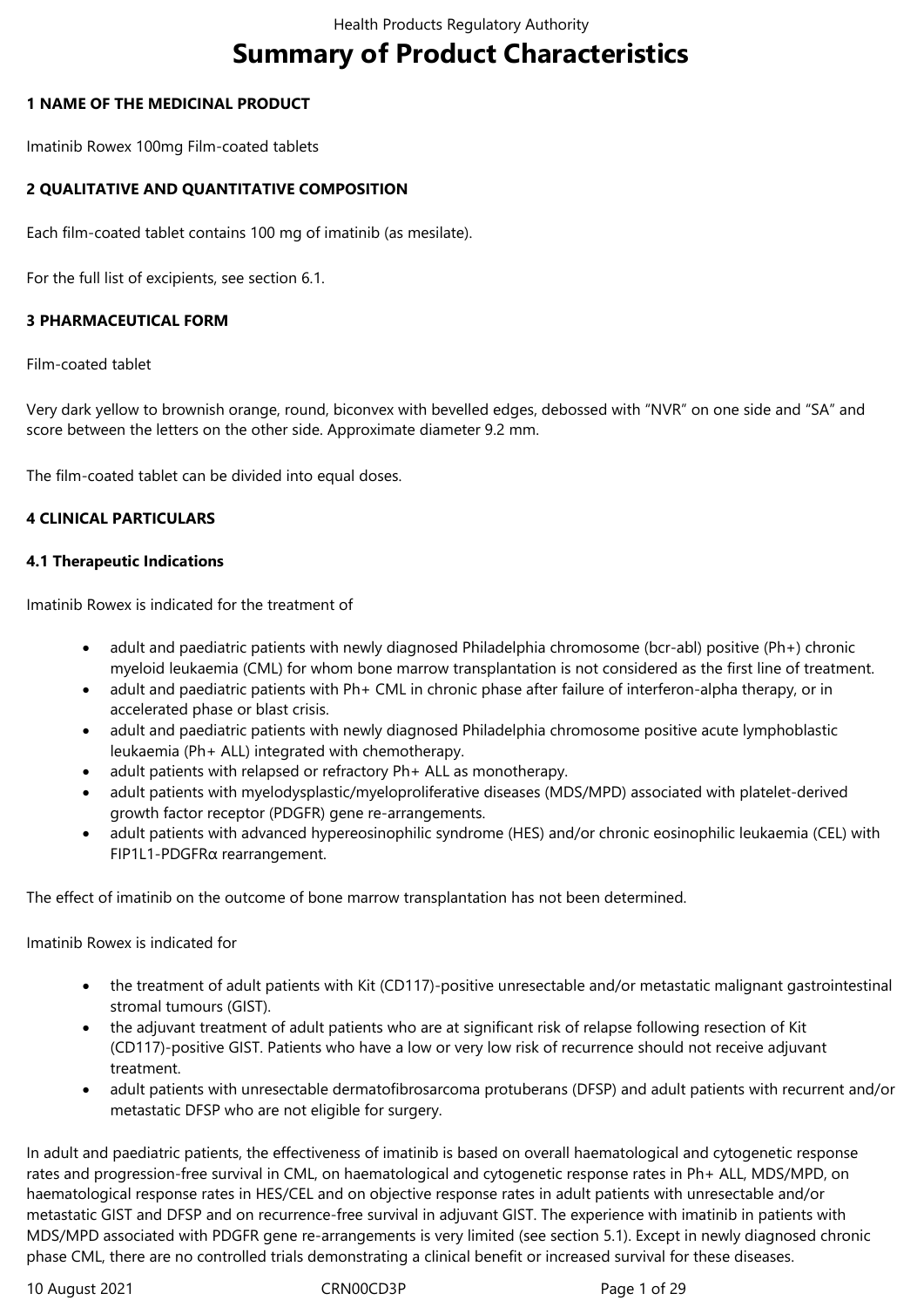# Summary of Product Characteristics

**1 NAME OF THE MEDICINAL PRODUCT**

Imatinib Rowex 100mg Film-coated tablets

**2 QUALITATIVE AND QUANTITATIVE COMPOSITION**

Each film-coated tablet contains 100 mg of imatinib (as mesilate).

For the full list of excipients, see section 6.1.

**3 PHARMACEUTICAL FORM**

Film-coated tablet

Very dark yellow to brownish orange, round, biconvex with bevelled edges, debossed with "NVR" on one side and "SA" and score between the letters on the other side. Approximate diameter 9.2 mm.

The film-coated tablet can be divided into equal doses.

**4 CLINICAL PARTICULARS**

**4.1 Therapeutic Indications**

Imatinib Rowex is indicated for the treatment of

- adult and paediatric patients with newly diagnosed Philadelphia chromosome (bcr-abl) positive (Ph+) chronic myeloid leukaemia (CML) for whom bone marrow transplantation is not considered as the first line of treatment.
- adult and paediatric patients with Ph+ CML in chronic phase after failure of interferon-alpha therapy, or in accelerated phase or blast crisis.
- adult and paediatric patients with newly diagnosed Philadelphia chromosome positive acute lymphoblastic leukaemia (Ph+ ALL) integrated with chemotherapy.
- adult patients with relapsed or refractory Ph+ ALL as monotherapy.
- adult patients with myelodysplastic/myeloproliferative diseases (MDS/MPD) associated with platelet-derived growth factor receptor (PDGFR) gene re-arrangements.
- adult patients with advanced hypereosinophilic syndrome (HES) and/or chronic eosinophilic leukaemia (CEL) with FIP1L1-PDGFRα rearrangement.

The effect of imatinib on the outcome of bone marrow transplantation has not been determined.

Imatinib Rowex is indicated for

- the treatment of adult patients with Kit (CD117)-positive unresectable and/or metastatic malignant gastrointestinal stromal tumours (GIST).
- the adjuvant treatment of adult patients who are at significant risk of relapse following resection of Kit (CD117)-positive GIST. Patients who have a low or very low risk of recurrence should not receive adjuvant treatment.
- adult patients with unresectable dermatofibrosarcoma protuberans (DFSP) and adult patients with recurrent and/or metastatic DFSP who are not eligible for surgery.

In adult and paediatric patients, the effectiveness of imatinib is based on overall haematological and cytogenetic response rates and progression-free survival in CML, on haematological and cytogenetic response rates in Ph+ ALL, MDS/MPD, on haematological response rates in HES/CEL and on objective response rates in adult patients with unresectable and/or metastatic GIST and DFSP and on recurrence-free survival in adjuvant GIST. The experience with imatinib in patients with MDS/MPD associated with PDGFR gene re-arrangements is very limited (see section 5.1). Except in newly diagnosed chronic phase CML, there are no controlled trials demonstrating a clinical benefit or increased survival for these diseases.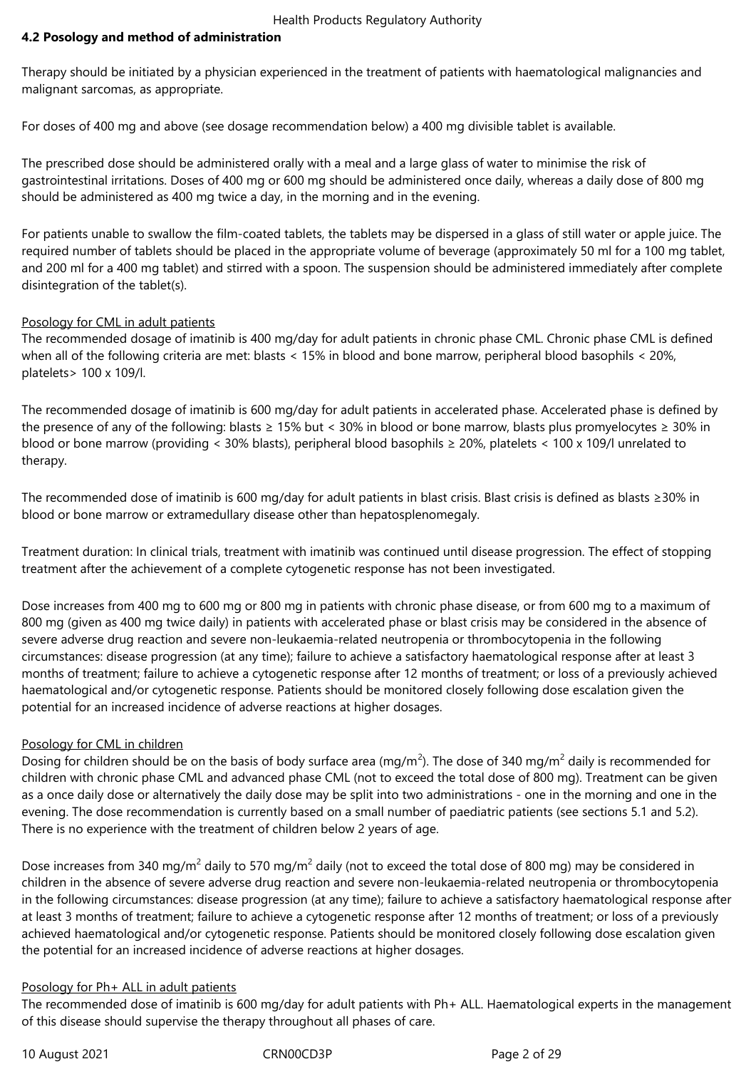## 4.2 Posology and method of administration

Therapy should be initiated by a physician experienced in the treatment of patients with haematological malignancies and malignant sarcomas, as appropriate.

For doses of 400 mg and above (see dosage recommendation below) a 400 mg divisible tablet is available.

The prescribed dose should be administered orally with a meal and a large glass of water to minimise the risk of gastrointestinal irritations. Doses of 400 mg or 600 mg should be administered once daily, whereas a daily dose of 800 mg should be administered as 400 mg twice a day, in the morning and in the evening.

For patients unable to swallow the film-coated tablets, the tablets may be dispersed in a glass of still water or apple juice. The required number of tablets should be placed in the appropriate volume of beverage (approximately 50 ml for a 100 mg tablet, and 200 ml for a 400 mg tablet) and stirred with a spoon. The suspension should be administered immediately after complete disintegration of the tablet(s).

Posology for CML in adult patients

The recommended dosage of imatinib is 400 mg/day for adult patients in chronic phase CML. Chronic phase CML is defined when all of the following criteria are met: blasts < 15% in blood and bone marrow, peripheral blood basophils < 20%, platelets> 100 x 109/l.

The recommended dosage of imatinib is 600 mg/day for adult patients in accelerated phase. Accelerated phase is defined by the presence of any of the following: blasts ≥ 15% but < 30% in blood or bone marrow, blasts plus promyelocytes ≥ 30% in blood or bone marrow (providing < 30% blasts), peripheral blood basophils ≥ 20%, platelets < 100 x 109/l unrelated to therapy.

The recommended dose of imatinib is 600 mg/day for adult patients in blast crisis. Blast crisis is defined as blasts ≥30% in blood or bone marrow or extramedullary disease other than hepatosplenomegaly.

Treatment duration: In clinical trials, treatment with imatinib was continued until disease progression. The effect of stopping treatment after the achievement of a complete cytogenetic response has not been investigated.

Dose increases from 400 mg to 600 mg or 800 mg in patients with chronic phase disease, or from 600 mg to a maximum of 800 mg (given as 400 mg twice daily) in patients with accelerated phase or blast crisis may be considered in the absence of severe adverse drug reaction and severe non-leukaemia-related neutropenia or thrombocytopenia in the following circumstances: disease progression (at any time); failure to achieve a satisfactory haematological response after at least 3 months of treatment; failure to achieve a cytogenetic response after 12 months of treatment; or loss of a previously achieved haematological and/or cytogenetic response. Patients should be monitored closely following dose escalation given the potential for an increased incidence of adverse reactions at higher dosages.

Posology for CML in children

Dosing for children should be on the basis of body surface area (mg/m$^2$). The dose of 340 mg/m$^2$ daily is recommended for children with chronic phase CML and advanced phase CML (not to exceed the total dose of 800 mg). Treatment can be given as a once daily dose or alternatively the daily dose may be split into two administrations - one in the morning and one in the evening. The dose recommendation is currently based on a small number of paediatric patients (see sections 5.1 and 5.2). There is no experience with the treatment of children below 2 years of age.

Dose increases from 340 mg/m$^2$ daily to 570 mg/m$^2$ daily (not to exceed the total dose of 800 mg) may be considered in children in the absence of severe adverse drug reaction and severe non-leukaemia-related neutropenia or thrombocytopenia in the following circumstances: disease progression (at any time); failure to achieve a satisfactory haematological response after at least 3 months of treatment; failure to achieve a cytogenetic response after 12 months of treatment; or loss of a previously achieved haematological and/or cytogenetic response. Patients should be monitored closely following dose escalation given the potential for an increased incidence of adverse reactions at higher dosages.

Posology for Ph+ ALL in adult patients

The recommended dose of imatinib is 600 mg/day for adult patients with Ph+ ALL. Haematological experts in the management of this disease should supervise the therapy throughout all phases of care.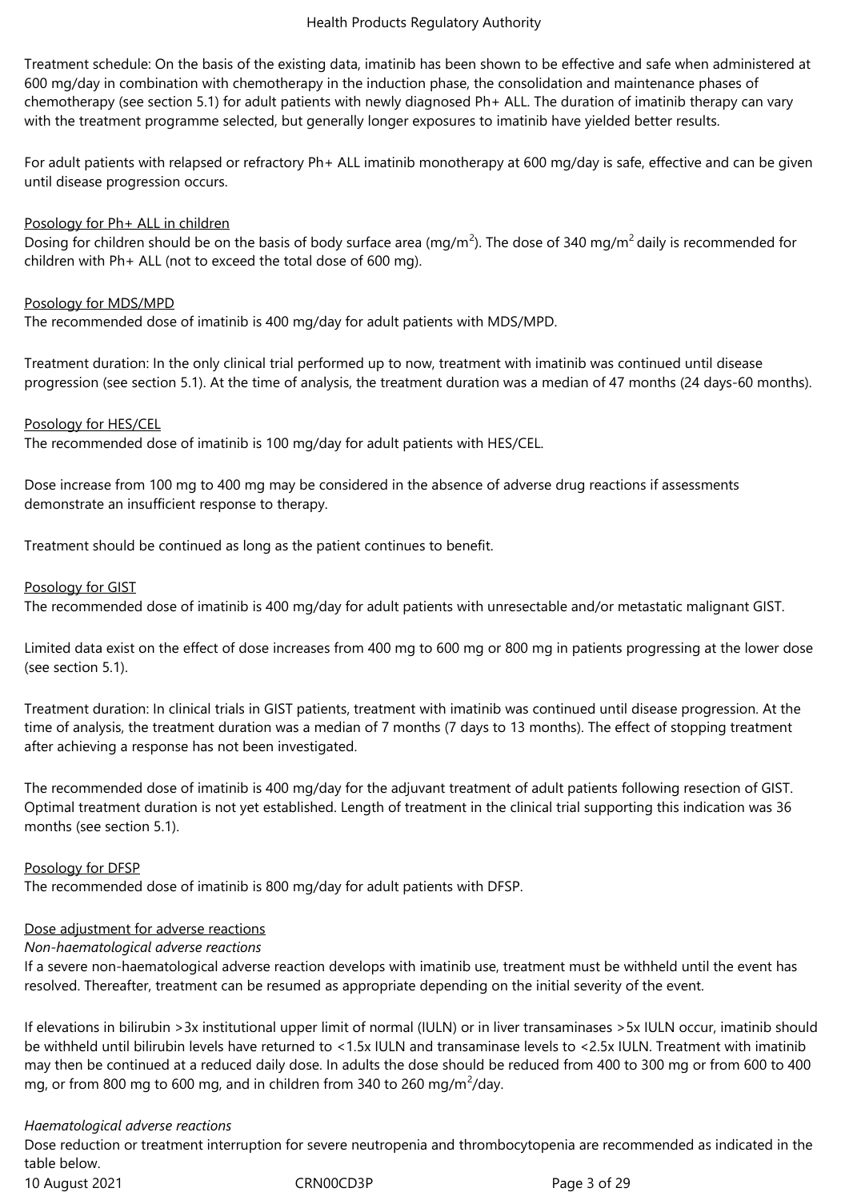Treatment schedule: On the basis of the existing data, imatinib has been shown to be effective and safe when administered at 600 mg/day in combination with chemotherapy in the induction phase, the consolidation and maintenance phases of chemotherapy (see section 5.1) for adult patients with newly diagnosed Ph+ ALL. The duration of imatinib therapy can vary with the treatment programme selected, but generally longer exposures to imatinib have yielded better results.

For adult patients with relapsed or refractory Ph+ ALL imatinib monotherapy at 600 mg/day is safe, effective and can be given until disease progression occurs.

Posology for Ph+ ALL in children

Dosing for children should be on the basis of body surface area (mg/m$^2$). The dose of 340 mg/m$^2$ daily is recommended for children with Ph+ ALL (not to exceed the total dose of 600 mg).

Posology for MDS/MPD

The recommended dose of imatinib is 400 mg/day for adult patients with MDS/MPD.

Treatment duration: In the only clinical trial performed up to now, treatment with imatinib was continued until disease progression (see section 5.1). At the time of analysis, the treatment duration was a median of 47 months (24 days-60 months).

Posology for HES/CEL

The recommended dose of imatinib is 100 mg/day for adult patients with HES/CEL.

Dose increase from 100 mg to 400 mg may be considered in the absence of adverse drug reactions if assessments demonstrate an insufficient response to therapy.

Treatment should be continued as long as the patient continues to benefit.

Posology for GIST

The recommended dose of imatinib is 400 mg/day for adult patients with unresectable and/or metastatic malignant GIST.

Limited data exist on the effect of dose increases from 400 mg to 600 mg or 800 mg in patients progressing at the lower dose (see section 5.1).

Treatment duration: In clinical trials in GIST patients, treatment with imatinib was continued until disease progression. At the time of analysis, the treatment duration was a median of 7 months (7 days to 13 months). The effect of stopping treatment after achieving a response has not been investigated.

The recommended dose of imatinib is 400 mg/day for the adjuvant treatment of adult patients following resection of GIST. Optimal treatment duration is not yet established. Length of treatment in the clinical trial supporting this indication was 36 months (see section 5.1).

Posology for DFSP

The recommended dose of imatinib is 800 mg/day for adult patients with DFSP.

Dose adjustment for adverse reactions

*Non-haematological adverse reactions*

If a severe non-haematological adverse reaction develops with imatinib use, treatment must be withheld until the event has resolved. Thereafter, treatment can be resumed as appropriate depending on the initial severity of the event.

If elevations in bilirubin >3x institutional upper limit of normal (IULN) or in liver transaminases >5x IULN occur, imatinib should be withheld until bilirubin levels have returned to <1.5x IULN and transaminase levels to <2.5x IULN. Treatment with imatinib may then be continued at a reduced daily dose. In adults the dose should be reduced from 400 to 300 mg or from 600 to 400 mg, or from 800 mg to 600 mg, and in children from 340 to 260 mg/m$^2$/day.

*Haematological adverse reactions*

Dose reduction or treatment interruption for severe neutropenia and thrombocytopenia are recommended as indicated in the table below.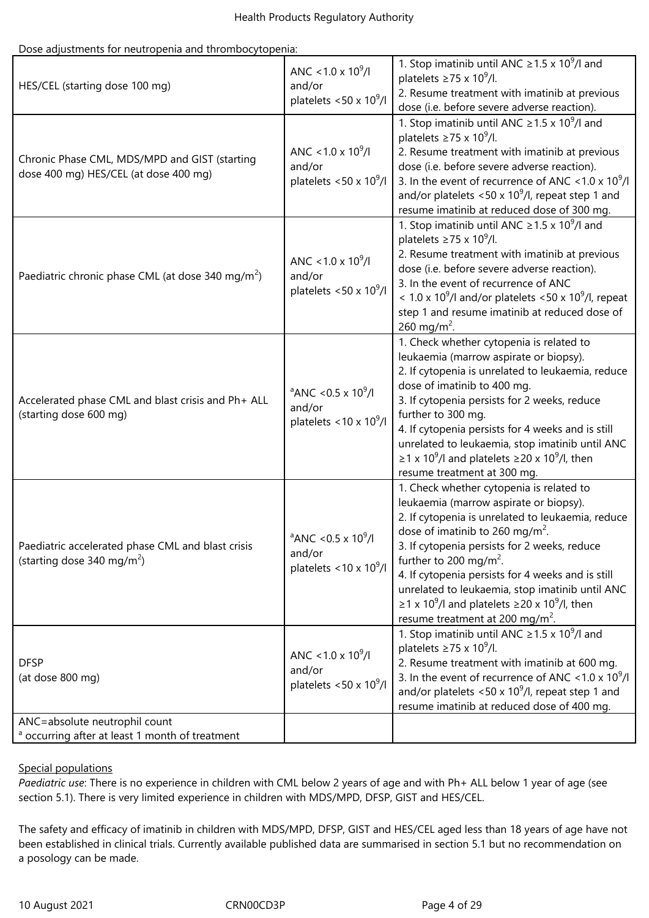Dose adjustments for neutropenia and thrombocytopenia:

| | | |
|---|---|---|
| HES/CEL (starting dose 100 mg) | ANC $<1.0 \times 10^9$/l and/or platelets $<50 \times 10^9$/l | 1. Stop imatinib until ANC $\geq 1.5 \times 10^9$/l and platelets $\geq 75 \times 10^9$/l.<br>2. Resume treatment with imatinib at previous dose (i.e. before severe adverse reaction). |
| Chronic Phase CML, MDS/MPD and GIST (starting dose 400 mg) HES/CEL (at dose 400 mg) | ANC $<1.0 \times 10^9$/l and/or platelets $<50 \times 10^9$/l | 1. Stop imatinib until ANC $\geq 1.5 \times 10^9$/l and platelets $\geq 75 \times 10^9$/l.<br>2. Resume treatment with imatinib at previous dose (i.e. before severe adverse reaction).<br>3. In the event of recurrence of ANC $<1.0 \times 10^9$/l and/or platelets $<50 \times 10^9$/l, repeat step 1 and resume imatinib at reduced dose of 300 mg. |
| Paediatric chronic phase CML (at dose 340 mg/m$^2$) | ANC $<1.0 \times 10^9$/l and/or platelets $<50 \times 10^9$/l | 1. Stop imatinib until ANC $\geq 1.5 \times 10^9$/l and platelets $\geq 75 \times 10^9$/l.<br>2. Resume treatment with imatinib at previous dose (i.e. before severe adverse reaction).<br>3. In the event of recurrence of ANC $< 1.0 \times 10^9$/l and/or platelets $<50 \times 10^9$/l, repeat step 1 and resume imatinib at reduced dose of 260 mg/m$^2$. |
| Accelerated phase CML and blast crisis and Ph+ ALL (starting dose 600 mg) | [a]ANC $<0.5 \times 10^9$/l and/or platelets $<10 \times 10^9$/l | 1. Check whether cytopenia is related to leukaemia (marrow aspirate or biopsy).<br>2. If cytopenia is unrelated to leukaemia, reduce dose of imatinib to 400 mg.<br>3. If cytopenia persists for 2 weeks, reduce further to 300 mg.<br>4. If cytopenia persists for 4 weeks and is still unrelated to leukaemia, stop imatinib until ANC $\geq 1 \times 10^9$/l and platelets $\geq 20 \times 10^9$/l, then resume treatment at 300 mg. |
| Paediatric accelerated phase CML and blast crisis (starting dose 340 mg/m$^2$) | [a]ANC $<0.5 \times 10^9$/l and/or platelets $<10 \times 10^9$/l | 1. Check whether cytopenia is related to leukaemia (marrow aspirate or biopsy).<br>2. If cytopenia is unrelated to leukaemia, reduce dose of imatinib to 260 mg/m$^2$.<br>3. If cytopenia persists for 2 weeks, reduce further to 200 mg/m$^2$.<br>4. If cytopenia persists for 4 weeks and is still unrelated to leukaemia, stop imatinib until ANC $\geq 1 \times 10^9$/l and platelets $\geq 20 \times 10^9$/l, then resume treatment at 200 mg/m$^2$. |
| DFSP (at dose 800 mg) | ANC $<1.0 \times 10^9$/l and/or platelets $<50 \times 10^9$/l | 1. Stop imatinib until ANC $\geq 1.5 \times 10^9$/l and platelets $\geq 75 \times 10^9$/l.<br>2. Resume treatment with imatinib at 600 mg.<br>3. In the event of recurrence of ANC $<1.0 \times 10^9$/l and/or platelets $<50 \times 10^9$/l, repeat step 1 and resume imatinib at reduced dose of 400 mg. |
| ANC=absolute neutrophil count<br>[a] occurring after at least 1 month of treatment | | |

Special populations

*Paediatric use*: There is no experience in children with CML below 2 years of age and with Ph+ ALL below 1 year of age (see section 5.1). There is very limited experience in children with MDS/MPD, DFSP, GIST and HES/CEL.

The safety and efficacy of imatinib in children with MDS/MPD, DFSP, GIST and HES/CEL aged less than 18 years of age have not been established in clinical trials. Currently available published data are summarised in section 5.1 but no recommendation on a posology can be made.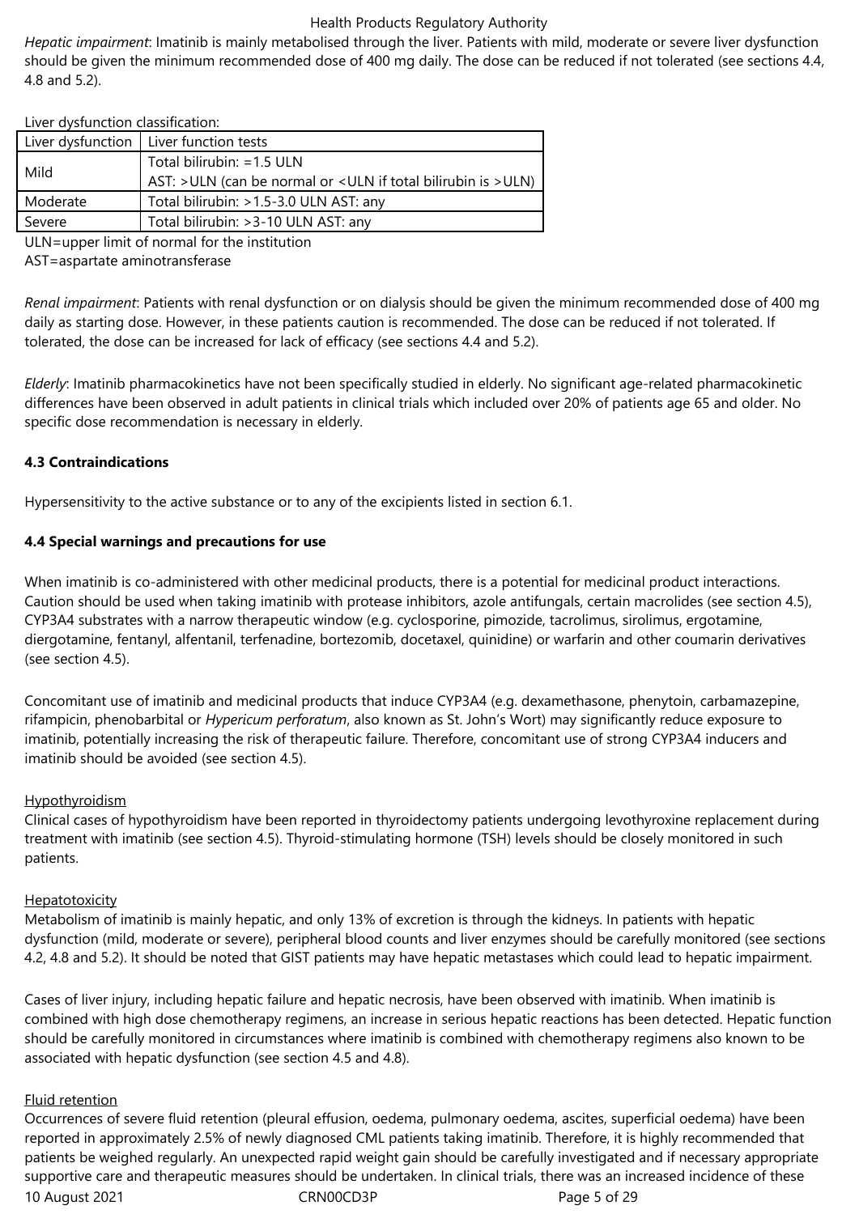*Hepatic impairment*: Imatinib is mainly metabolised through the liver. Patients with mild, moderate or severe liver dysfunction should be given the minimum recommended dose of 400 mg daily. The dose can be reduced if not tolerated (see sections 4.4, 4.8 and 5.2).

Liver dysfunction classification:

| Liver dysfunction | Liver function tests |
|---|---|
| Mild | Total bilirubin: =1.5 ULN<br>AST: >ULN (can be normal or <ULN if total bilirubin is >ULN) |
| Moderate | Total bilirubin: >1.5-3.0 ULN AST: any |
| Severe | Total bilirubin: >3-10 ULN AST: any |

ULN=upper limit of normal for the institution
AST=aspartate aminotransferase

*Renal impairment*: Patients with renal dysfunction or on dialysis should be given the minimum recommended dose of 400 mg daily as starting dose. However, in these patients caution is recommended. The dose can be reduced if not tolerated. If tolerated, the dose can be increased for lack of efficacy (see sections 4.4 and 5.2).

*Elderly*: Imatinib pharmacokinetics have not been specifically studied in elderly. No significant age-related pharmacokinetic differences have been observed in adult patients in clinical trials which included over 20% of patients age 65 and older. No specific dose recommendation is necessary in elderly.

**4.3 Contraindications**

Hypersensitivity to the active substance or to any of the excipients listed in section 6.1.

**4.4 Special warnings and precautions for use**

When imatinib is co-administered with other medicinal products, there is a potential for medicinal product interactions. Caution should be used when taking imatinib with protease inhibitors, azole antifungals, certain macrolides (see section 4.5), CYP3A4 substrates with a narrow therapeutic window (e.g. cyclosporine, pimozide, tacrolimus, sirolimus, ergotamine, diergotamine, fentanyl, alfentanil, terfenadine, bortezomib, docetaxel, quinidine) or warfarin and other coumarin derivatives (see section 4.5).

Concomitant use of imatinib and medicinal products that induce CYP3A4 (e.g. dexamethasone, phenytoin, carbamazepine, rifampicin, phenobarbital or *Hypericum perforatum*, also known as St. John's Wort) may significantly reduce exposure to imatinib, potentially increasing the risk of therapeutic failure. Therefore, concomitant use of strong CYP3A4 inducers and imatinib should be avoided (see section 4.5).

Hypothyroidism

Clinical cases of hypothyroidism have been reported in thyroidectomy patients undergoing levothyroxine replacement during treatment with imatinib (see section 4.5). Thyroid-stimulating hormone (TSH) levels should be closely monitored in such patients.

Hepatotoxicity

Metabolism of imatinib is mainly hepatic, and only 13% of excretion is through the kidneys. In patients with hepatic dysfunction (mild, moderate or severe), peripheral blood counts and liver enzymes should be carefully monitored (see sections 4.2, 4.8 and 5.2). It should be noted that GIST patients may have hepatic metastases which could lead to hepatic impairment.

Cases of liver injury, including hepatic failure and hepatic necrosis, have been observed with imatinib. When imatinib is combined with high dose chemotherapy regimens, an increase in serious hepatic reactions has been detected. Hepatic function should be carefully monitored in circumstances where imatinib is combined with chemotherapy regimens also known to be associated with hepatic dysfunction (see section 4.5 and 4.8).

Fluid retention

Occurrences of severe fluid retention (pleural effusion, oedema, pulmonary oedema, ascites, superficial oedema) have been reported in approximately 2.5% of newly diagnosed CML patients taking imatinib. Therefore, it is highly recommended that patients be weighed regularly. An unexpected rapid weight gain should be carefully investigated and if necessary appropriate supportive care and therapeutic measures should be undertaken. In clinical trials, there was an increased incidence of these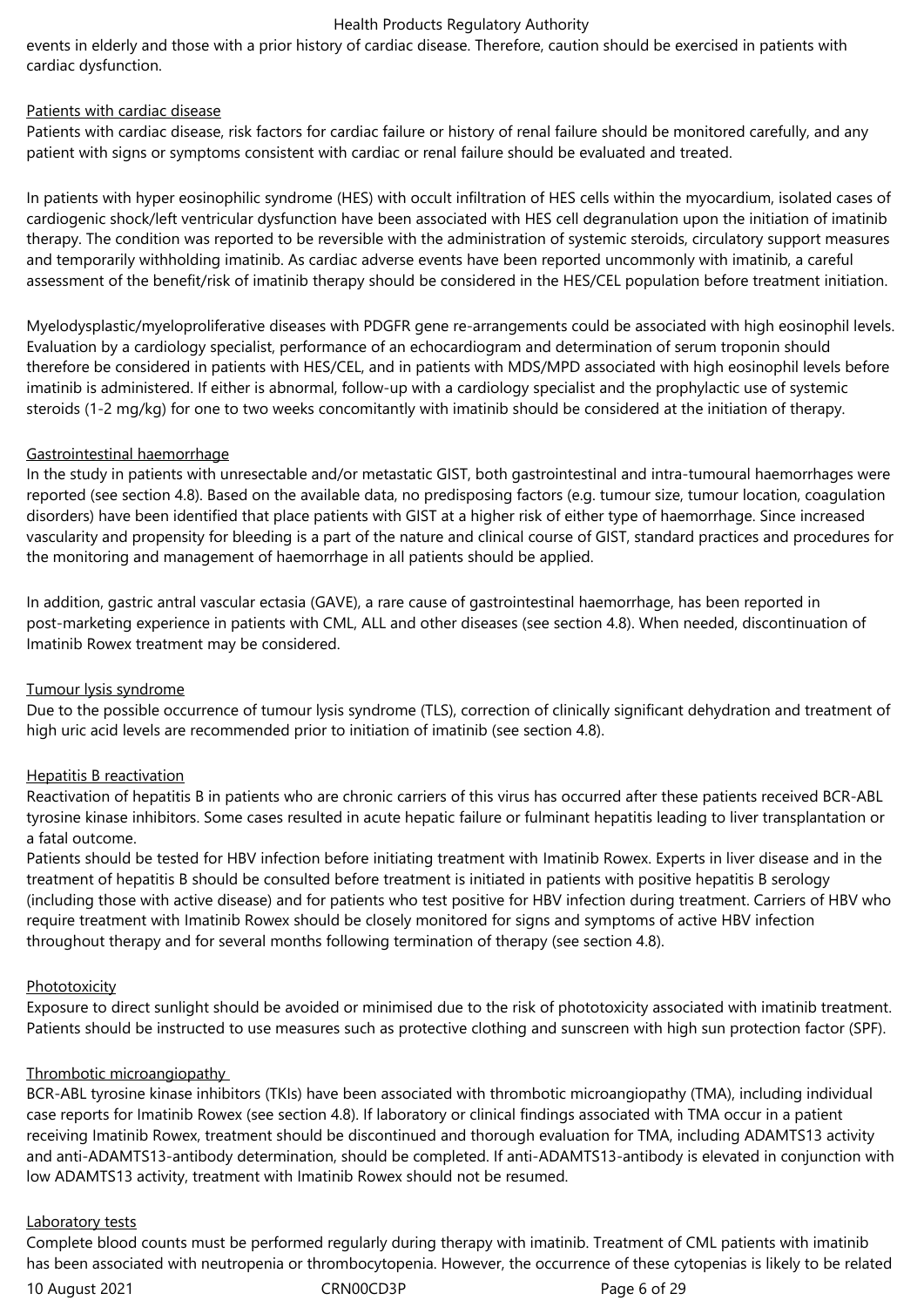events in elderly and those with a prior history of cardiac disease. Therefore, caution should be exercised in patients with cardiac dysfunction.

Patients with cardiac disease

Patients with cardiac disease, risk factors for cardiac failure or history of renal failure should be monitored carefully, and any patient with signs or symptoms consistent with cardiac or renal failure should be evaluated and treated.

In patients with hyper eosinophilic syndrome (HES) with occult infiltration of HES cells within the myocardium, isolated cases of cardiogenic shock/left ventricular dysfunction have been associated with HES cell degranulation upon the initiation of imatinib therapy. The condition was reported to be reversible with the administration of systemic steroids, circulatory support measures and temporarily withholding imatinib. As cardiac adverse events have been reported uncommonly with imatinib, a careful assessment of the benefit/risk of imatinib therapy should be considered in the HES/CEL population before treatment initiation.

Myelodysplastic/myeloproliferative diseases with PDGFR gene re-arrangements could be associated with high eosinophil levels. Evaluation by a cardiology specialist, performance of an echocardiogram and determination of serum troponin should therefore be considered in patients with HES/CEL, and in patients with MDS/MPD associated with high eosinophil levels before imatinib is administered. If either is abnormal, follow-up with a cardiology specialist and the prophylactic use of systemic steroids (1-2 mg/kg) for one to two weeks concomitantly with imatinib should be considered at the initiation of therapy.

Gastrointestinal haemorrhage

In the study in patients with unresectable and/or metastatic GIST, both gastrointestinal and intra-tumoural haemorrhages were reported (see section 4.8). Based on the available data, no predisposing factors (e.g. tumour size, tumour location, coagulation disorders) have been identified that place patients with GIST at a higher risk of either type of haemorrhage. Since increased vascularity and propensity for bleeding is a part of the nature and clinical course of GIST, standard practices and procedures for the monitoring and management of haemorrhage in all patients should be applied.

In addition, gastric antral vascular ectasia (GAVE), a rare cause of gastrointestinal haemorrhage, has been reported in post-marketing experience in patients with CML, ALL and other diseases (see section 4.8). When needed, discontinuation of Imatinib Rowex treatment may be considered.

Tumour lysis syndrome

Due to the possible occurrence of tumour lysis syndrome (TLS), correction of clinically significant dehydration and treatment of high uric acid levels are recommended prior to initiation of imatinib (see section 4.8).

Hepatitis B reactivation

Reactivation of hepatitis B in patients who are chronic carriers of this virus has occurred after these patients received BCR-ABL tyrosine kinase inhibitors. Some cases resulted in acute hepatic failure or fulminant hepatitis leading to liver transplantation or a fatal outcome.
Patients should be tested for HBV infection before initiating treatment with Imatinib Rowex. Experts in liver disease and in the treatment of hepatitis B should be consulted before treatment is initiated in patients with positive hepatitis B serology (including those with active disease) and for patients who test positive for HBV infection during treatment. Carriers of HBV who require treatment with Imatinib Rowex should be closely monitored for signs and symptoms of active HBV infection throughout therapy and for several months following termination of therapy (see section 4.8).

Phototoxicity

Exposure to direct sunlight should be avoided or minimised due to the risk of phototoxicity associated with imatinib treatment. Patients should be instructed to use measures such as protective clothing and sunscreen with high sun protection factor (SPF).

Thrombotic microangiopathy

BCR-ABL tyrosine kinase inhibitors (TKIs) have been associated with thrombotic microangiopathy (TMA), including individual case reports for Imatinib Rowex (see section 4.8). If laboratory or clinical findings associated with TMA occur in a patient receiving Imatinib Rowex, treatment should be discontinued and thorough evaluation for TMA, including ADAMTS13 activity and anti-ADAMTS13-antibody determination, should be completed. If anti-ADAMTS13-antibody is elevated in conjunction with low ADAMTS13 activity, treatment with Imatinib Rowex should not be resumed.

Laboratory tests

Complete blood counts must be performed regularly during therapy with imatinib. Treatment of CML patients with imatinib has been associated with neutropenia or thrombocytopenia. However, the occurrence of these cytopenias is likely to be related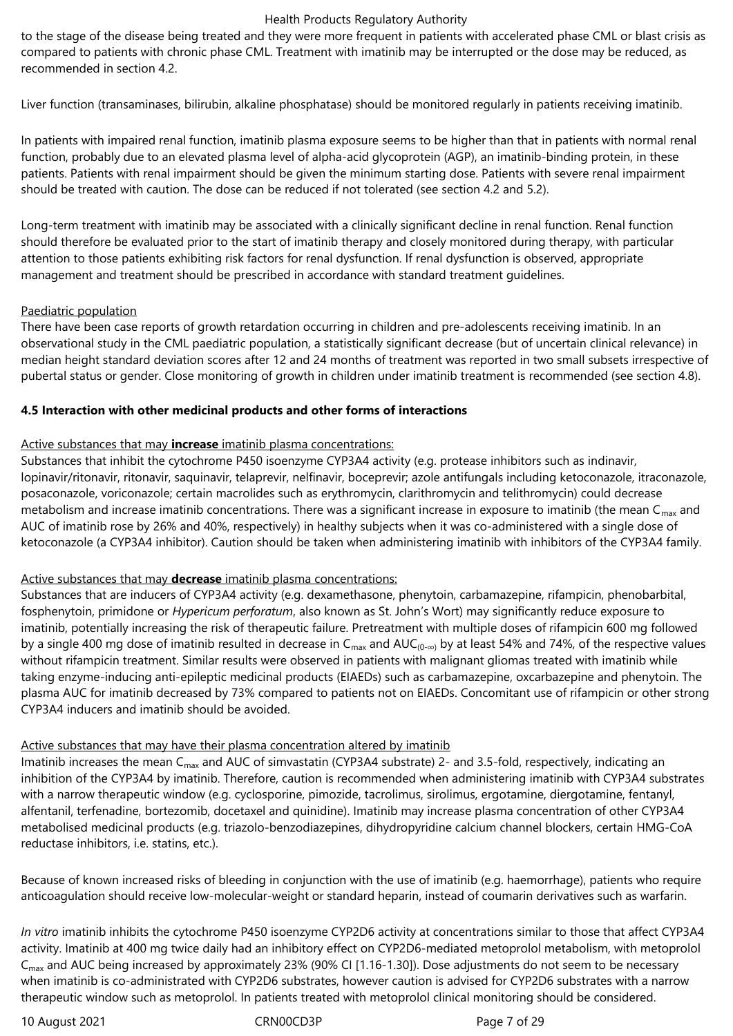to the stage of the disease being treated and they were more frequent in patients with accelerated phase CML or blast crisis as compared to patients with chronic phase CML. Treatment with imatinib may be interrupted or the dose may be reduced, as recommended in section 4.2.

Liver function (transaminases, bilirubin, alkaline phosphatase) should be monitored regularly in patients receiving imatinib.

In patients with impaired renal function, imatinib plasma exposure seems to be higher than that in patients with normal renal function, probably due to an elevated plasma level of alpha-acid glycoprotein (AGP), an imatinib-binding protein, in these patients. Patients with renal impairment should be given the minimum starting dose. Patients with severe renal impairment should be treated with caution. The dose can be reduced if not tolerated (see section 4.2 and 5.2).

Long-term treatment with imatinib may be associated with a clinically significant decline in renal function. Renal function should therefore be evaluated prior to the start of imatinib therapy and closely monitored during therapy, with particular attention to those patients exhibiting risk factors for renal dysfunction. If renal dysfunction is observed, appropriate management and treatment should be prescribed in accordance with standard treatment guidelines.

Paediatric population

There have been case reports of growth retardation occurring in children and pre-adolescents receiving imatinib. In an observational study in the CML paediatric population, a statistically significant decrease (but of uncertain clinical relevance) in median height standard deviation scores after 12 and 24 months of treatment was reported in two small subsets irrespective of pubertal status or gender. Close monitoring of growth in children under imatinib treatment is recommended (see section 4.8).

## 4.5 Interaction with other medicinal products and other forms of interactions

Active substances that may **increase** imatinib plasma concentrations:

Substances that inhibit the cytochrome P450 isoenzyme CYP3A4 activity (e.g. protease inhibitors such as indinavir, lopinavir/ritonavir, ritonavir, saquinavir, telaprevir, nelfinavir, boceprevir; azole antifungals including ketoconazole, itraconazole, posaconazole, voriconazole; certain macrolides such as erythromycin, clarithromycin and telithromycin) could decrease metabolism and increase imatinib concentrations. There was a significant increase in exposure to imatinib (the mean $C_{max}$ and AUC of imatinib rose by 26% and 40%, respectively) in healthy subjects when it was co-administered with a single dose of ketoconazole (a CYP3A4 inhibitor). Caution should be taken when administering imatinib with inhibitors of the CYP3A4 family.

Active substances that may **decrease** imatinib plasma concentrations:

Substances that are inducers of CYP3A4 activity (e.g. dexamethasone, phenytoin, carbamazepine, rifampicin, phenobarbital, fosphenytoin, primidone or *Hypericum perforatum*, also known as St. John's Wort) may significantly reduce exposure to imatinib, potentially increasing the risk of therapeutic failure. Pretreatment with multiple doses of rifampicin 600 mg followed by a single 400 mg dose of imatinib resulted in decrease in $C_{max}$ and $AUC_{(0-\infty)}$ by at least 54% and 74%, of the respective values without rifampicin treatment. Similar results were observed in patients with malignant gliomas treated with imatinib while taking enzyme-inducing anti-epileptic medicinal products (EIAEDs) such as carbamazepine, oxcarbazepine and phenytoin. The plasma AUC for imatinib decreased by 73% compared to patients not on EIAEDs. Concomitant use of rifampicin or other strong CYP3A4 inducers and imatinib should be avoided.

Active substances that may have their plasma concentration altered by imatinib

Imatinib increases the mean $C_{max}$ and AUC of simvastatin (CYP3A4 substrate) 2- and 3.5-fold, respectively, indicating an inhibition of the CYP3A4 by imatinib. Therefore, caution is recommended when administering imatinib with CYP3A4 substrates with a narrow therapeutic window (e.g. cyclosporine, pimozide, tacrolimus, sirolimus, ergotamine, diergotamine, fentanyl, alfentanil, terfenadine, bortezomib, docetaxel and quinidine). Imatinib may increase plasma concentration of other CYP3A4 metabolised medicinal products (e.g. triazolo-benzodiazepines, dihydropyridine calcium channel blockers, certain HMG-CoA reductase inhibitors, i.e. statins, etc.).

Because of known increased risks of bleeding in conjunction with the use of imatinib (e.g. haemorrhage), patients who require anticoagulation should receive low-molecular-weight or standard heparin, instead of coumarin derivatives such as warfarin.

*In vitro* imatinib inhibits the cytochrome P450 isoenzyme CYP2D6 activity at concentrations similar to those that affect CYP3A4 activity. Imatinib at 400 mg twice daily had an inhibitory effect on CYP2D6-mediated metoprolol metabolism, with metoprolol $C_{max}$ and AUC being increased by approximately 23% (90% CI [1.16-1.30]). Dose adjustments do not seem to be necessary when imatinib is co-administrated with CYP2D6 substrates, however caution is advised for CYP2D6 substrates with a narrow therapeutic window such as metoprolol. In patients treated with metoprolol clinical monitoring should be considered.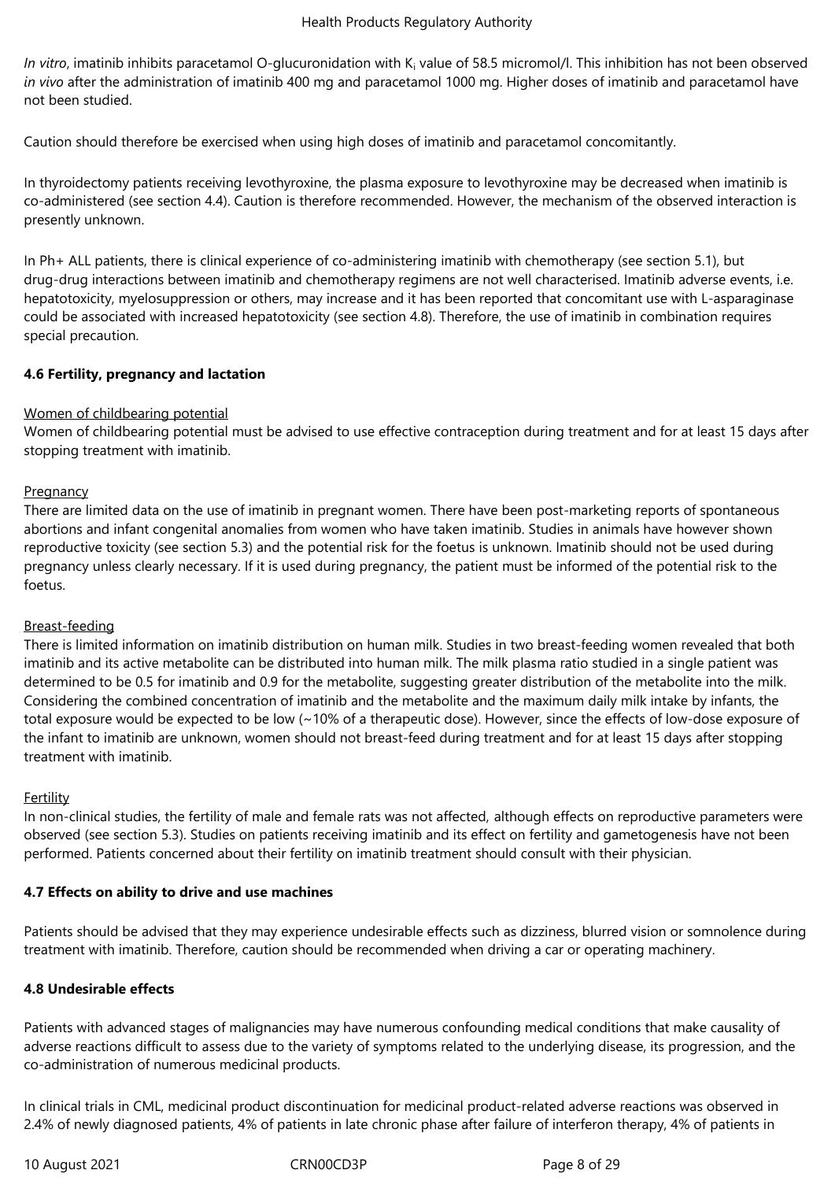*In vitro*, imatinib inhibits paracetamol O-glucuronidation with $K_i$ value of 58.5 micromol/l. This inhibition has not been observed *in vivo* after the administration of imatinib 400 mg and paracetamol 1000 mg. Higher doses of imatinib and paracetamol have not been studied.

Caution should therefore be exercised when using high doses of imatinib and paracetamol concomitantly.

In thyroidectomy patients receiving levothyroxine, the plasma exposure to levothyroxine may be decreased when imatinib is co-administered (see section 4.4). Caution is therefore recommended. However, the mechanism of the observed interaction is presently unknown.

In Ph+ ALL patients, there is clinical experience of co-administering imatinib with chemotherapy (see section 5.1), but drug-drug interactions between imatinib and chemotherapy regimens are not well characterised. Imatinib adverse events, i.e. hepatotoxicity, myelosuppression or others, may increase and it has been reported that concomitant use with L-asparaginase could be associated with increased hepatotoxicity (see section 4.8). Therefore, the use of imatinib in combination requires special precaution.

**4.6 Fertility, pregnancy and lactation**

Women of childbearing potential

Women of childbearing potential must be advised to use effective contraception during treatment and for at least 15 days after stopping treatment with imatinib.

Pregnancy

There are limited data on the use of imatinib in pregnant women. There have been post-marketing reports of spontaneous abortions and infant congenital anomalies from women who have taken imatinib. Studies in animals have however shown reproductive toxicity (see section 5.3) and the potential risk for the foetus is unknown. Imatinib should not be used during pregnancy unless clearly necessary. If it is used during pregnancy, the patient must be informed of the potential risk to the foetus.

Breast-feeding

There is limited information on imatinib distribution on human milk. Studies in two breast-feeding women revealed that both imatinib and its active metabolite can be distributed into human milk. The milk plasma ratio studied in a single patient was determined to be 0.5 for imatinib and 0.9 for the metabolite, suggesting greater distribution of the metabolite into the milk. Considering the combined concentration of imatinib and the metabolite and the maximum daily milk intake by infants, the total exposure would be expected to be low (~10% of a therapeutic dose). However, since the effects of low-dose exposure of the infant to imatinib are unknown, women should not breast-feed during treatment and for at least 15 days after stopping treatment with imatinib.

Fertility

In non-clinical studies, the fertility of male and female rats was not affected, although effects on reproductive parameters were observed (see section 5.3). Studies on patients receiving imatinib and its effect on fertility and gametogenesis have not been performed. Patients concerned about their fertility on imatinib treatment should consult with their physician.

**4.7 Effects on ability to drive and use machines**

Patients should be advised that they may experience undesirable effects such as dizziness, blurred vision or somnolence during treatment with imatinib. Therefore, caution should be recommended when driving a car or operating machinery.

**4.8 Undesirable effects**

Patients with advanced stages of malignancies may have numerous confounding medical conditions that make causality of adverse reactions difficult to assess due to the variety of symptoms related to the underlying disease, its progression, and the co-administration of numerous medicinal products.

In clinical trials in CML, medicinal product discontinuation for medicinal product-related adverse reactions was observed in 2.4% of newly diagnosed patients, 4% of patients in late chronic phase after failure of interferon therapy, 4% of patients in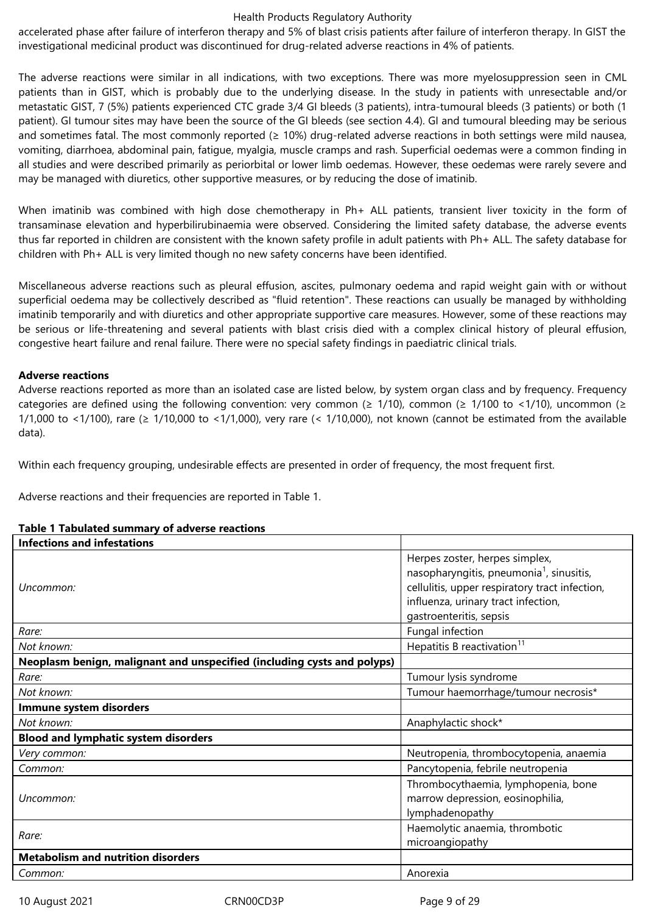accelerated phase after failure of interferon therapy and 5% of blast crisis patients after failure of interferon therapy. In GIST the investigational medicinal product was discontinued for drug-related adverse reactions in 4% of patients.

The adverse reactions were similar in all indications, with two exceptions. There was more myelosuppression seen in CML patients than in GIST, which is probably due to the underlying disease. In the study in patients with unresectable and/or metastatic GIST, 7 (5%) patients experienced CTC grade 3/4 GI bleeds (3 patients), intra-tumoural bleeds (3 patients) or both (1 patient). GI tumour sites may have been the source of the GI bleeds (see section 4.4). GI and tumoural bleeding may be serious and sometimes fatal. The most commonly reported (≥ 10%) drug-related adverse reactions in both settings were mild nausea, vomiting, diarrhoea, abdominal pain, fatigue, myalgia, muscle cramps and rash. Superficial oedemas were a common finding in all studies and were described primarily as periorbital or lower limb oedemas. However, these oedemas were rarely severe and may be managed with diuretics, other supportive measures, or by reducing the dose of imatinib.

When imatinib was combined with high dose chemotherapy in Ph+ ALL patients, transient liver toxicity in the form of transaminase elevation and hyperbilirubinaemia were observed. Considering the limited safety database, the adverse events thus far reported in children are consistent with the known safety profile in adult patients with Ph+ ALL. The safety database for children with Ph+ ALL is very limited though no new safety concerns have been identified.

Miscellaneous adverse reactions such as pleural effusion, ascites, pulmonary oedema and rapid weight gain with or without superficial oedema may be collectively described as "fluid retention". These reactions can usually be managed by withholding imatinib temporarily and with diuretics and other appropriate supportive care measures. However, some of these reactions may be serious or life-threatening and several patients with blast crisis died with a complex clinical history of pleural effusion, congestive heart failure and renal failure. There were no special safety findings in paediatric clinical trials.

**Adverse reactions**

Adverse reactions reported as more than an isolated case are listed below, by system organ class and by frequency. Frequency categories are defined using the following convention: very common (≥ 1/10), common (≥ 1/100 to <1/10), uncommon (≥ 1/1,000 to <1/100), rare (≥ 1/10,000 to <1/1,000), very rare (< 1/10,000), not known (cannot be estimated from the available data).

Within each frequency grouping, undesirable effects are presented in order of frequency, the most frequent first.

Adverse reactions and their frequencies are reported in Table 1.

**Table 1 Tabulated summary of adverse reactions**

| **Infections and infestations** | |
|---|---|
| *Uncommon:* | Herpes zoster, herpes simplex, nasopharyngitis, pneumonia[1], sinusitis, cellulitis, upper respiratory tract infection, influenza, urinary tract infection, gastroenteritis, sepsis |
| *Rare:* | Fungal infection |
| *Not known:* | Hepatitis B reactivation[11] |
| **Neoplasm benign, malignant and unspecified (including cysts and polyps)** | |
| *Rare:* | Tumour lysis syndrome |
| *Not known:* | Tumour haemorrhage/tumour necrosis* |
| **Immune system disorders** | |
| *Not known:* | Anaphylactic shock* |
| **Blood and lymphatic system disorders** | |
| *Very common:* | Neutropenia, thrombocytopenia, anaemia |
| *Common:* | Pancytopenia, febrile neutropenia |
| *Uncommon:* | Thrombocythaemia, lymphopenia, bone marrow depression, eosinophilia, lymphadenopathy |
| *Rare:* | Haemolytic anaemia, thrombotic microangiopathy |
| **Metabolism and nutrition disorders** | |
| *Common:* | Anorexia |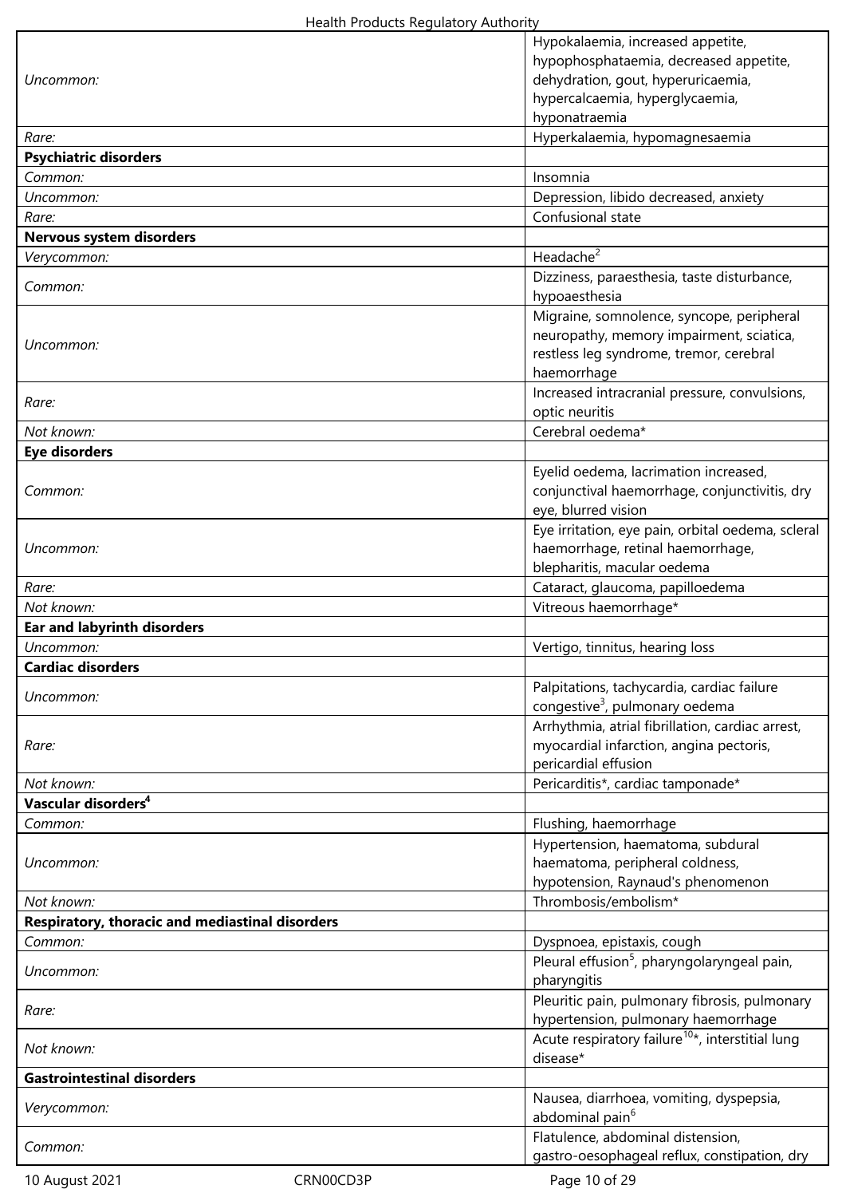| | |
|---|---|
| *Uncommon:* | Hypokalaemia, increased appetite, hypophosphataemia, decreased appetite, dehydration, gout, hyperuricaemia, hypercalcaemia, hyperglycaemia, hyponatraemia |
| *Rare:* | Hyperkalaemia, hypomagnesaemia |
| **Psychiatric disorders** | |
| *Common:* | Insomnia |
| *Uncommon:* | Depression, libido decreased, anxiety |
| *Rare:* | Confusional state |
| **Nervous system disorders** | |
| *Verycommon:* | Headache[2] |
| *Common:* | Dizziness, paraesthesia, taste disturbance, hypoaesthesia |
| *Uncommon:* | Migraine, somnolence, syncope, peripheral neuropathy, memory impairment, sciatica, restless leg syndrome, tremor, cerebral haemorrhage |
| *Rare:* | Increased intracranial pressure, convulsions, optic neuritis |
| *Not known:* | Cerebral oedema* |
| **Eye disorders** | |
| *Common:* | Eyelid oedema, lacrimation increased, conjunctival haemorrhage, conjunctivitis, dry eye, blurred vision |
| *Uncommon:* | Eye irritation, eye pain, orbital oedema, scleral haemorrhage, retinal haemorrhage, blepharitis, macular oedema |
| *Rare:* | Cataract, glaucoma, papilloedema |
| *Not known:* | Vitreous haemorrhage* |
| **Ear and labyrinth disorders** | |
| *Uncommon:* | Vertigo, tinnitus, hearing loss |
| **Cardiac disorders** | |
| *Uncommon:* | Palpitations, tachycardia, cardiac failure congestive[3], pulmonary oedema |
| *Rare:* | Arrhythmia, atrial fibrillation, cardiac arrest, myocardial infarction, angina pectoris, pericardial effusion |
| *Not known:* | Pericarditis*, cardiac tamponade* |
| **Vascular disorders[4]** | |
| *Common:* | Flushing, haemorrhage |
| *Uncommon:* | Hypertension, haematoma, subdural haematoma, peripheral coldness, hypotension, Raynaud's phenomenon |
| *Not known:* | Thrombosis/embolism* |
| **Respiratory, thoracic and mediastinal disorders** | |
| *Common:* | Dyspnoea, epistaxis, cough |
| *Uncommon:* | Pleural effusion[5], pharyngolaryngeal pain, pharyngitis |
| *Rare:* | Pleuritic pain, pulmonary fibrosis, pulmonary hypertension, pulmonary haemorrhage |
| *Not known:* | Acute respiratory failure[10]*, interstitial lung disease* |
| **Gastrointestinal disorders** | |
| *Verycommon:* | Nausea, diarrhoea, vomiting, dyspepsia, abdominal pain[6] |
| *Common:* | Flatulence, abdominal distension, gastro-oesophageal reflux, constipation, dry |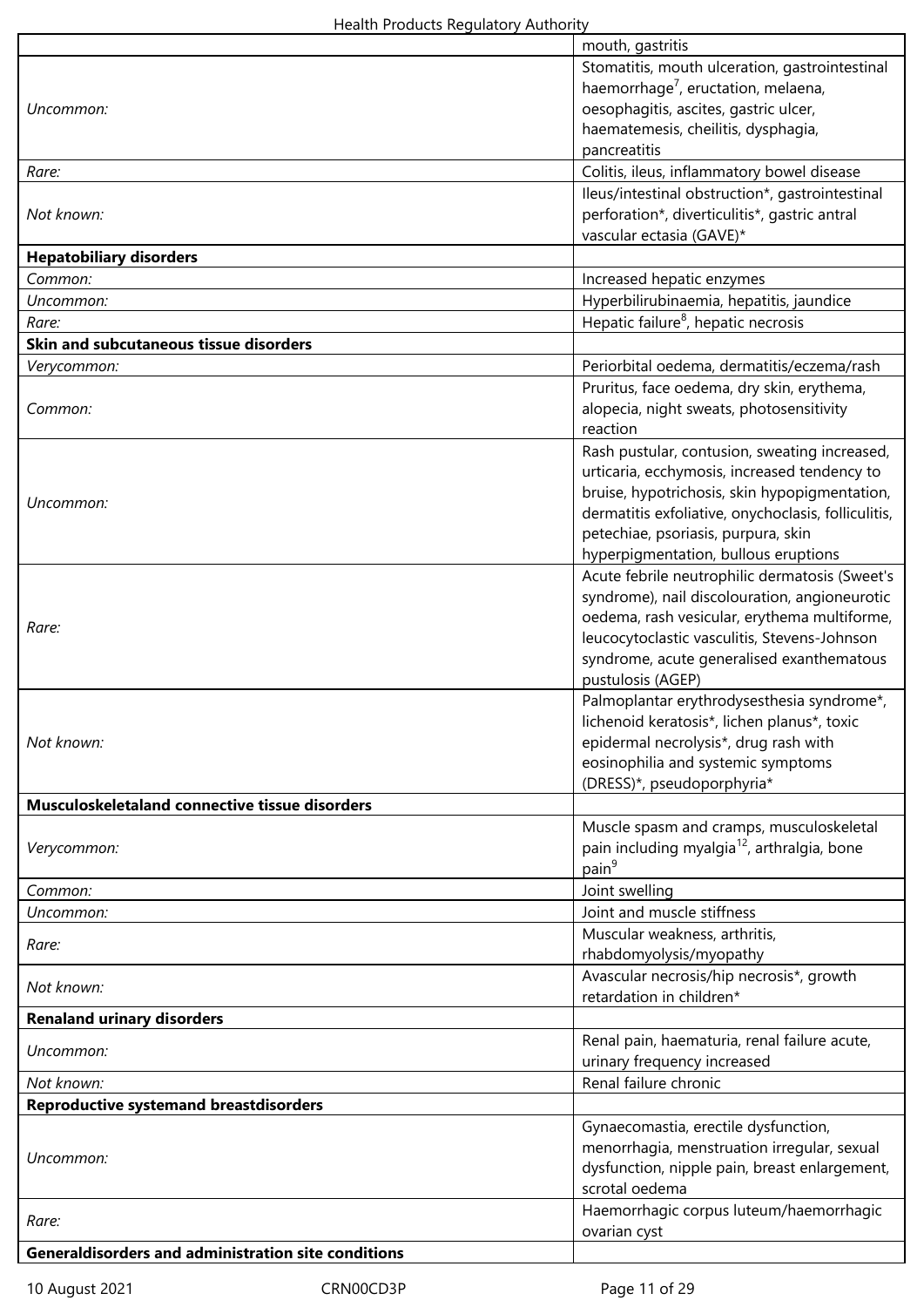| | |
|---|---|
| | mouth, gastritis |
| *Uncommon:* | Stomatitis, mouth ulceration, gastrointestinal haemorrhage[7], eructation, melaena, oesophagitis, ascites, gastric ulcer, haematemesis, cheilitis, dysphagia, pancreatitis |
| *Rare:* | Colitis, ileus, inflammatory bowel disease |
| *Not known:* | Ileus/intestinal obstruction*, gastrointestinal perforation*, diverticulitis*, gastric antral vascular ectasia (GAVE)* |
| **Hepatobiliary disorders** | |
| *Common:* | Increased hepatic enzymes |
| *Uncommon:* | Hyperbilirubinaemia, hepatitis, jaundice |
| *Rare:* | Hepatic failure[8], hepatic necrosis |
| **Skin and subcutaneous tissue disorders** | |
| *Verycommon:* | Periorbital oedema, dermatitis/eczema/rash |
| *Common:* | Pruritus, face oedema, dry skin, erythema, alopecia, night sweats, photosensitivity reaction |
| *Uncommon:* | Rash pustular, contusion, sweating increased, urticaria, ecchymosis, increased tendency to bruise, hypotrichosis, skin hypopigmentation, dermatitis exfoliative, onychoclasis, folliculitis, petechiae, psoriasis, purpura, skin hyperpigmentation, bullous eruptions |
| *Rare:* | Acute febrile neutrophilic dermatosis (Sweet's syndrome), nail discolouration, angioneurotic oedema, rash vesicular, erythema multiforme, leucocytoclastic vasculitis, Stevens-Johnson syndrome, acute generalised exanthematous pustulosis (AGEP) |
| *Not known:* | Palmoplantar erythrodysesthesia syndrome*, lichenoid keratosis*, lichen planus*, toxic epidermal necrolysis*, drug rash with eosinophilia and systemic symptoms (DRESS)*, pseudoporphyria* |
| **Musculoskeletaland connective tissue disorders** | |
| *Verycommon:* | Muscle spasm and cramps, musculoskeletal pain including myalgia[12], arthralgia, bone pain[9] |
| *Common:* | Joint swelling |
| *Uncommon:* | Joint and muscle stiffness |
| *Rare:* | Muscular weakness, arthritis, rhabdomyolysis/myopathy |
| *Not known:* | Avascular necrosis/hip necrosis*, growth retardation in children* |
| **Renaland urinary disorders** | |
| *Uncommon:* | Renal pain, haematuria, renal failure acute, urinary frequency increased |
| *Not known:* | Renal failure chronic |
| **Reproductive systemand breastdisorders** | |
| *Uncommon:* | Gynaecomastia, erectile dysfunction, menorrhagia, menstruation irregular, sexual dysfunction, nipple pain, breast enlargement, scrotal oedema |
| *Rare:* | Haemorrhagic corpus luteum/haemorrhagic ovarian cyst |
| **Generaldisorders and administration site conditions** | |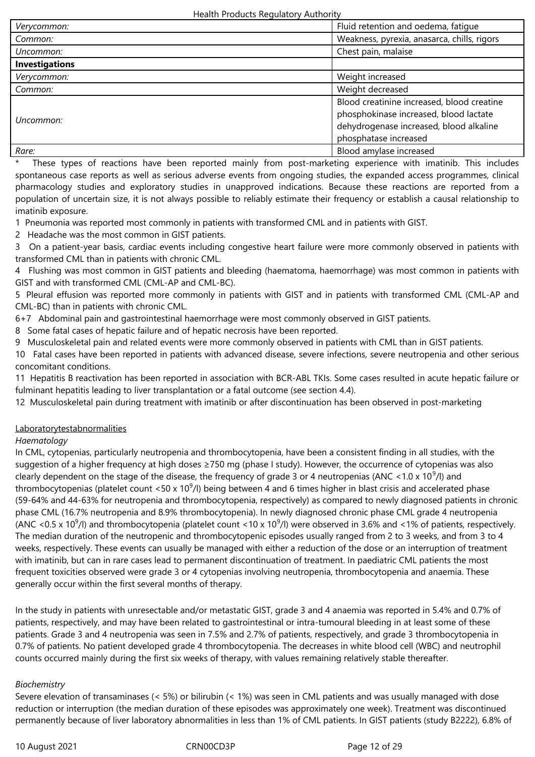| | |
|---|---|
| *Verycommon:* | Fluid retention and oedema, fatigue |
| *Common:* | Weakness, pyrexia, anasarca, chills, rigors |
| *Uncommon:* | Chest pain, malaise |
| **Investigations** | |
| *Verycommon:* | Weight increased |
| *Common:* | Weight decreased |
| *Uncommon:* | Blood creatinine increased, blood creatine phosphokinase increased, blood lactate dehydrogenase increased, blood alkaline phosphatase increased |
| *Rare:* | Blood amylase increased |

\* These types of reactions have been reported mainly from post-marketing experience with imatinib. This includes spontaneous case reports as well as serious adverse events from ongoing studies, the expanded access programmes, clinical pharmacology studies and exploratory studies in unapproved indications. Because these reactions are reported from a population of uncertain size, it is not always possible to reliably estimate their frequency or establish a causal relationship to imatinib exposure.

1 Pneumonia was reported most commonly in patients with transformed CML and in patients with GIST.

2 Headache was the most common in GIST patients.

3 On a patient-year basis, cardiac events including congestive heart failure were more commonly observed in patients with transformed CML than in patients with chronic CML.

4 Flushing was most common in GIST patients and bleeding (haematoma, haemorrhage) was most common in patients with GIST and with transformed CML (CML-AP and CML-BC).

5 Pleural effusion was reported more commonly in patients with GIST and in patients with transformed CML (CML-AP and CML-BC) than in patients with chronic CML.

6+7 Abdominal pain and gastrointestinal haemorrhage were most commonly observed in GIST patients.

8 Some fatal cases of hepatic failure and of hepatic necrosis have been reported.

9 Musculoskeletal pain and related events were more commonly observed in patients with CML than in GIST patients.

10 Fatal cases have been reported in patients with advanced disease, severe infections, severe neutropenia and other serious concomitant conditions.

11 Hepatitis B reactivation has been reported in association with BCR-ABL TKIs. Some cases resulted in acute hepatic failure or fulminant hepatitis leading to liver transplantation or a fatal outcome (see section 4.4).

12 Musculoskeletal pain during treatment with imatinib or after discontinuation has been observed in post-marketing

Laboratorytestabnormalities

*Haematology*

In CML, cytopenias, particularly neutropenia and thrombocytopenia, have been a consistent finding in all studies, with the suggestion of a higher frequency at high doses ≥750 mg (phase I study). However, the occurrence of cytopenias was also clearly dependent on the stage of the disease, the frequency of grade 3 or 4 neutropenias (ANC <1.0 x $10^9$/l) and thrombocytopenias (platelet count <50 x $10^9$/l) being between 4 and 6 times higher in blast crisis and accelerated phase (59-64% and 44-63% for neutropenia and thrombocytopenia, respectively) as compared to newly diagnosed patients in chronic phase CML (16.7% neutropenia and 8.9% thrombocytopenia). In newly diagnosed chronic phase CML grade 4 neutropenia (ANC <0.5 x $10^9$/l) and thrombocytopenia (platelet count <10 x $10^9$/l) were observed in 3.6% and <1% of patients, respectively. The median duration of the neutropenic and thrombocytopenic episodes usually ranged from 2 to 3 weeks, and from 3 to 4 weeks, respectively. These events can usually be managed with either a reduction of the dose or an interruption of treatment with imatinib, but can in rare cases lead to permanent discontinuation of treatment. In paediatric CML patients the most frequent toxicities observed were grade 3 or 4 cytopenias involving neutropenia, thrombocytopenia and anaemia. These generally occur within the first several months of therapy.

In the study in patients with unresectable and/or metastatic GIST, grade 3 and 4 anaemia was reported in 5.4% and 0.7% of patients, respectively, and may have been related to gastrointestinal or intra-tumoural bleeding in at least some of these patients. Grade 3 and 4 neutropenia was seen in 7.5% and 2.7% of patients, respectively, and grade 3 thrombocytopenia in 0.7% of patients. No patient developed grade 4 thrombocytopenia. The decreases in white blood cell (WBC) and neutrophil counts occurred mainly during the first six weeks of therapy, with values remaining relatively stable thereafter.

*Biochemistry*

Severe elevation of transaminases (< 5%) or bilirubin (< 1%) was seen in CML patients and was usually managed with dose reduction or interruption (the median duration of these episodes was approximately one week). Treatment was discontinued permanently because of liver laboratory abnormalities in less than 1% of CML patients. In GIST patients (study B2222), 6.8% of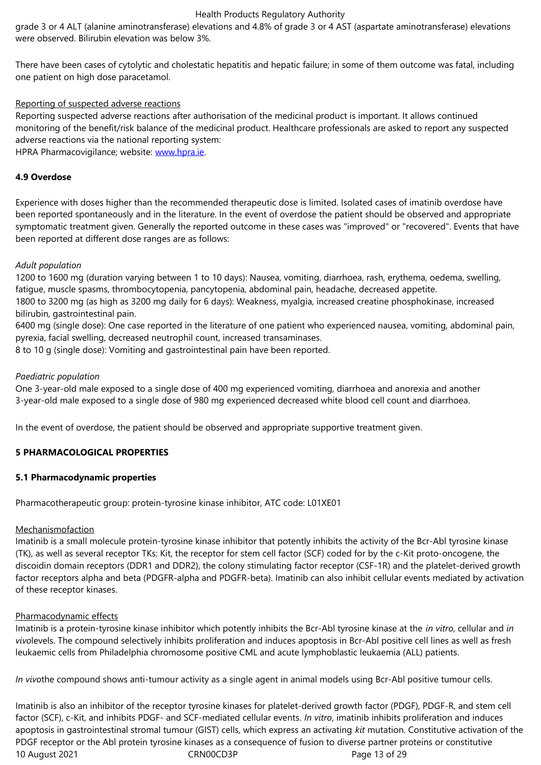grade 3 or 4 ALT (alanine aminotransferase) elevations and 4.8% of grade 3 or 4 AST (aspartate aminotransferase) elevations were observed. Bilirubin elevation was below 3%.

There have been cases of cytolytic and cholestatic hepatitis and hepatic failure; in some of them outcome was fatal, including one patient on high dose paracetamol.

Reporting of suspected adverse reactions

Reporting suspected adverse reactions after authorisation of the medicinal product is important. It allows continued monitoring of the benefit/risk balance of the medicinal product. Healthcare professionals are asked to report any suspected adverse reactions via the national reporting system:
HPRA Pharmacovigilance; website: www.hpra.ie.

**4.9 Overdose**

Experience with doses higher than the recommended therapeutic dose is limited. Isolated cases of imatinib overdose have been reported spontaneously and in the literature. In the event of overdose the patient should be observed and appropriate symptomatic treatment given. Generally the reported outcome in these cases was "improved" or "recovered". Events that have been reported at different dose ranges are as follows:

*Adult population*

1200 to 1600 mg (duration varying between 1 to 10 days): Nausea, vomiting, diarrhoea, rash, erythema, oedema, swelling, fatigue, muscle spasms, thrombocytopenia, pancytopenia, abdominal pain, headache, decreased appetite.
1800 to 3200 mg (as high as 3200 mg daily for 6 days): Weakness, myalgia, increased creatine phosphokinase, increased bilirubin, gastrointestinal pain.
6400 mg (single dose): One case reported in the literature of one patient who experienced nausea, vomiting, abdominal pain, pyrexia, facial swelling, decreased neutrophil count, increased transaminases.
8 to 10 g (single dose): Vomiting and gastrointestinal pain have been reported.

*Paediatric population*

One 3-year-old male exposed to a single dose of 400 mg experienced vomiting, diarrhoea and anorexia and another 3-year-old male exposed to a single dose of 980 mg experienced decreased white blood cell count and diarrhoea.

In the event of overdose, the patient should be observed and appropriate supportive treatment given.

**5 PHARMACOLOGICAL PROPERTIES**

**5.1 Pharmacodynamic properties**

Pharmacotherapeutic group: protein-tyrosine kinase inhibitor, ATC code: L01XE01

Mechanismofaction

Imatinib is a small molecule protein-tyrosine kinase inhibitor that potently inhibits the activity of the Bcr-Abl tyrosine kinase (TK), as well as several receptor TKs: Kit, the receptor for stem cell factor (SCF) coded for by the c-Kit proto-oncogene, the discoidin domain receptors (DDR1 and DDR2), the colony stimulating factor receptor (CSF-1R) and the platelet-derived growth factor receptors alpha and beta (PDGFR-alpha and PDGFR-beta). Imatinib can also inhibit cellular events mediated by activation of these receptor kinases.

Pharmacodynamic effects

Imatinib is a protein-tyrosine kinase inhibitor which potently inhibits the Bcr-Abl tyrosine kinase at the *in vitro*, cellular and *in vivo*levels. The compound selectively inhibits proliferation and induces apoptosis in Bcr-Abl positive cell lines as well as fresh leukaemic cells from Philadelphia chromosome positive CML and acute lymphoblastic leukaemia (ALL) patients.

*In vivo*the compound shows anti-tumour activity as a single agent in animal models using Bcr-Abl positive tumour cells.

Imatinib is also an inhibitor of the receptor tyrosine kinases for platelet-derived growth factor (PDGF), PDGF-R, and stem cell factor (SCF), c-Kit, and inhibits PDGF- and SCF-mediated cellular events. *In vitro*, imatinib inhibits proliferation and induces apoptosis in gastrointestinal stromal tumour (GIST) cells, which express an activating *kit* mutation. Constitutive activation of the PDGF receptor or the Abl protein tyrosine kinases as a consequence of fusion to diverse partner proteins or constitutive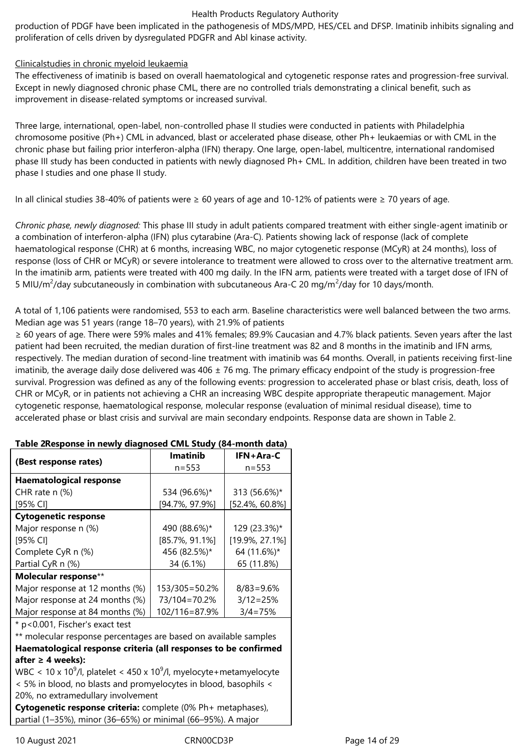production of PDGF have been implicated in the pathogenesis of MDS/MPD, HES/CEL and DFSP. Imatinib inhibits signaling and proliferation of cells driven by dysregulated PDGFR and Abl kinase activity.

Clinicalstudies in chronic myeloid leukaemia

The effectiveness of imatinib is based on overall haematological and cytogenetic response rates and progression-free survival. Except in newly diagnosed chronic phase CML, there are no controlled trials demonstrating a clinical benefit, such as improvement in disease-related symptoms or increased survival.

Three large, international, open-label, non-controlled phase II studies were conducted in patients with Philadelphia chromosome positive (Ph+) CML in advanced, blast or accelerated phase disease, other Ph+ leukaemias or with CML in the chronic phase but failing prior interferon-alpha (IFN) therapy. One large, open-label, multicentre, international randomised phase III study has been conducted in patients with newly diagnosed Ph+ CML. In addition, children have been treated in two phase I studies and one phase II study.

In all clinical studies 38-40% of patients were ≥ 60 years of age and 10-12% of patients were ≥ 70 years of age.

*Chronic phase, newly diagnosed:* This phase III study in adult patients compared treatment with either single-agent imatinib or a combination of interferon-alpha (IFN) plus cytarabine (Ara-C). Patients showing lack of response (lack of complete haematological response (CHR) at 6 months, increasing WBC, no major cytogenetic response (MCyR) at 24 months), loss of response (loss of CHR or MCyR) or severe intolerance to treatment were allowed to cross over to the alternative treatment arm. In the imatinib arm, patients were treated with 400 mg daily. In the IFN arm, patients were treated with a target dose of IFN of 5 MIU/m$^2$/day subcutaneously in combination with subcutaneous Ara-C 20 mg/m$^2$/day for 10 days/month.

A total of 1,106 patients were randomised, 553 to each arm. Baseline characteristics were well balanced between the two arms. Median age was 51 years (range 18–70 years), with 21.9% of patients ≥ 60 years of age. There were 59% males and 41% females; 89.9% Caucasian and 4.7% black patients. Seven years after the last patient had been recruited, the median duration of first-line treatment was 82 and 8 months in the imatinib and IFN arms, respectively. The median duration of second-line treatment with imatinib was 64 months. Overall, in patients receiving first-line imatinib, the average daily dose delivered was 406 ± 76 mg. The primary efficacy endpoint of the study is progression-free survival. Progression was defined as any of the following events: progression to accelerated phase or blast crisis, death, loss of CHR or MCyR, or in patients not achieving a CHR an increasing WBC despite appropriate therapeutic management. Major cytogenetic response, haematological response, molecular response (evaluation of minimal residual disease), time to accelerated phase or blast crisis and survival are main secondary endpoints. Response data are shown in Table 2.

**Table 2Response in newly diagnosed CML Study (84-month data)**

| (Best response rates) | Imatinib n=553 | IFN+Ara-C n=553 |
|---|---|---|
| **Haematological response** | | |
| CHR rate n (%) | 534 (96.6%)* | 313 (56.6%)* |
| [95% CI] | [94.7%, 97.9%] | [52.4%, 60.8%] |
| **Cytogenetic response** | | |
| Major response n (%) | 490 (88.6%)* | 129 (23.3%)* |
| [95% CI] | [85.7%, 91.1%] | [19.9%, 27.1%] |
| Complete CyR n (%) | 456 (82.5%)* | 64 (11.6%)* |
| Partial CyR n (%) | 34 (6.1%) | 65 (11.8%) |
| **Molecular response**** | | |
| Major response at 12 months (%) | 153/305=50.2% | 8/83=9.6% |
| Major response at 24 months (%) | 73/104=70.2% | 3/12=25% |
| Major response at 84 months (%) | 102/116=87.9% | 3/4=75% |

\* p<0.001, Fischer's exact test

** molecular response percentages are based on available samples

**Haematological response criteria (all responses to be confirmed after ≥ 4 weeks):**

WBC < 10 x 10$^9$/l, platelet < 450 x 10$^9$/l, myelocyte+metamyelocyte < 5% in blood, no blasts and promyelocytes in blood, basophils < 20%, no extramedullary involvement

**Cytogenetic response criteria:** complete (0% Ph+ metaphases), partial (1–35%), minor (36–65%) or minimal (66–95%). A major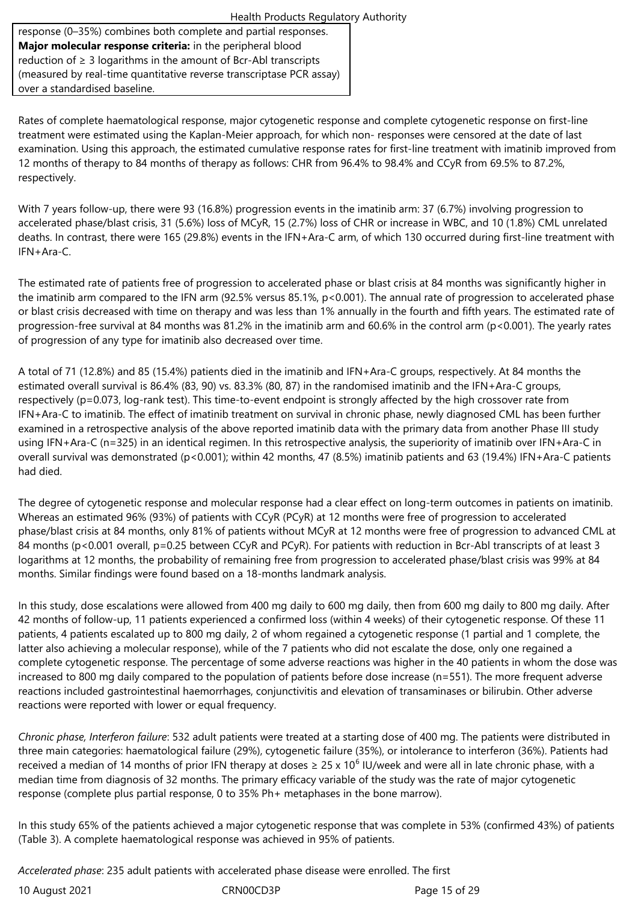| response (0–35%) combines both complete and partial responses. **Major molecular response criteria:** in the peripheral blood reduction of ≥ 3 logarithms in the amount of Bcr-Abl transcripts (measured by real-time quantitative reverse transcriptase PCR assay) over a standardised baseline. |
|---|

Rates of complete haematological response, major cytogenetic response and complete cytogenetic response on first-line treatment were estimated using the Kaplan-Meier approach, for which non- responses were censored at the date of last examination. Using this approach, the estimated cumulative response rates for first-line treatment with imatinib improved from 12 months of therapy to 84 months of therapy as follows: CHR from 96.4% to 98.4% and CCyR from 69.5% to 87.2%, respectively.

With 7 years follow-up, there were 93 (16.8%) progression events in the imatinib arm: 37 (6.7%) involving progression to accelerated phase/blast crisis, 31 (5.6%) loss of MCyR, 15 (2.7%) loss of CHR or increase in WBC, and 10 (1.8%) CML unrelated deaths. In contrast, there were 165 (29.8%) events in the IFN+Ara-C arm, of which 130 occurred during first-line treatment with IFN+Ara-C.

The estimated rate of patients free of progression to accelerated phase or blast crisis at 84 months was significantly higher in the imatinib arm compared to the IFN arm (92.5% versus 85.1%, $p<0.001$). The annual rate of progression to accelerated phase or blast crisis decreased with time on therapy and was less than 1% annually in the fourth and fifth years. The estimated rate of progression-free survival at 84 months was 81.2% in the imatinib arm and 60.6% in the control arm ($p<0.001$). The yearly rates of progression of any type for imatinib also decreased over time.

A total of 71 (12.8%) and 85 (15.4%) patients died in the imatinib and IFN+Ara-C groups, respectively. At 84 months the estimated overall survival is 86.4% (83, 90) vs. 83.3% (80, 87) in the randomised imatinib and the IFN+Ara-C groups, respectively ($p=0.073$, log-rank test). This time-to-event endpoint is strongly affected by the high crossover rate from IFN+Ara-C to imatinib. The effect of imatinib treatment on survival in chronic phase, newly diagnosed CML has been further examined in a retrospective analysis of the above reported imatinib data with the primary data from another Phase III study using IFN+Ara-C (n=325) in an identical regimen. In this retrospective analysis, the superiority of imatinib over IFN+Ara-C in overall survival was demonstrated ($p<0.001$); within 42 months, 47 (8.5%) imatinib patients and 63 (19.4%) IFN+Ara-C patients had died.

The degree of cytogenetic response and molecular response had a clear effect on long-term outcomes in patients on imatinib. Whereas an estimated 96% (93%) of patients with CCyR (PCyR) at 12 months were free of progression to accelerated phase/blast crisis at 84 months, only 81% of patients without MCyR at 12 months were free of progression to advanced CML at 84 months ($p<0.001$ overall, $p=0.25$ between CCyR and PCyR). For patients with reduction in Bcr-Abl transcripts of at least 3 logarithms at 12 months, the probability of remaining free from progression to accelerated phase/blast crisis was 99% at 84 months. Similar findings were found based on a 18-months landmark analysis.

In this study, dose escalations were allowed from 400 mg daily to 600 mg daily, then from 600 mg daily to 800 mg daily. After 42 months of follow-up, 11 patients experienced a confirmed loss (within 4 weeks) of their cytogenetic response. Of these 11 patients, 4 patients escalated up to 800 mg daily, 2 of whom regained a cytogenetic response (1 partial and 1 complete, the latter also achieving a molecular response), while of the 7 patients who did not escalate the dose, only one regained a complete cytogenetic response. The percentage of some adverse reactions was higher in the 40 patients in whom the dose was increased to 800 mg daily compared to the population of patients before dose increase (n=551). The more frequent adverse reactions included gastrointestinal haemorrhages, conjunctivitis and elevation of transaminases or bilirubin. Other adverse reactions were reported with lower or equal frequency.

*Chronic phase, Interferon failure*: 532 adult patients were treated at a starting dose of 400 mg. The patients were distributed in three main categories: haematological failure (29%), cytogenetic failure (35%), or intolerance to interferon (36%). Patients had received a median of 14 months of prior IFN therapy at doses ≥ 25 x $10^6$ IU/week and were all in late chronic phase, with a median time from diagnosis of 32 months. The primary efficacy variable of the study was the rate of major cytogenetic response (complete plus partial response, 0 to 35% Ph+ metaphases in the bone marrow).

In this study 65% of the patients achieved a major cytogenetic response that was complete in 53% (confirmed 43%) of patients (Table 3). A complete haematological response was achieved in 95% of patients.

*Accelerated phase*: 235 adult patients with accelerated phase disease were enrolled. The first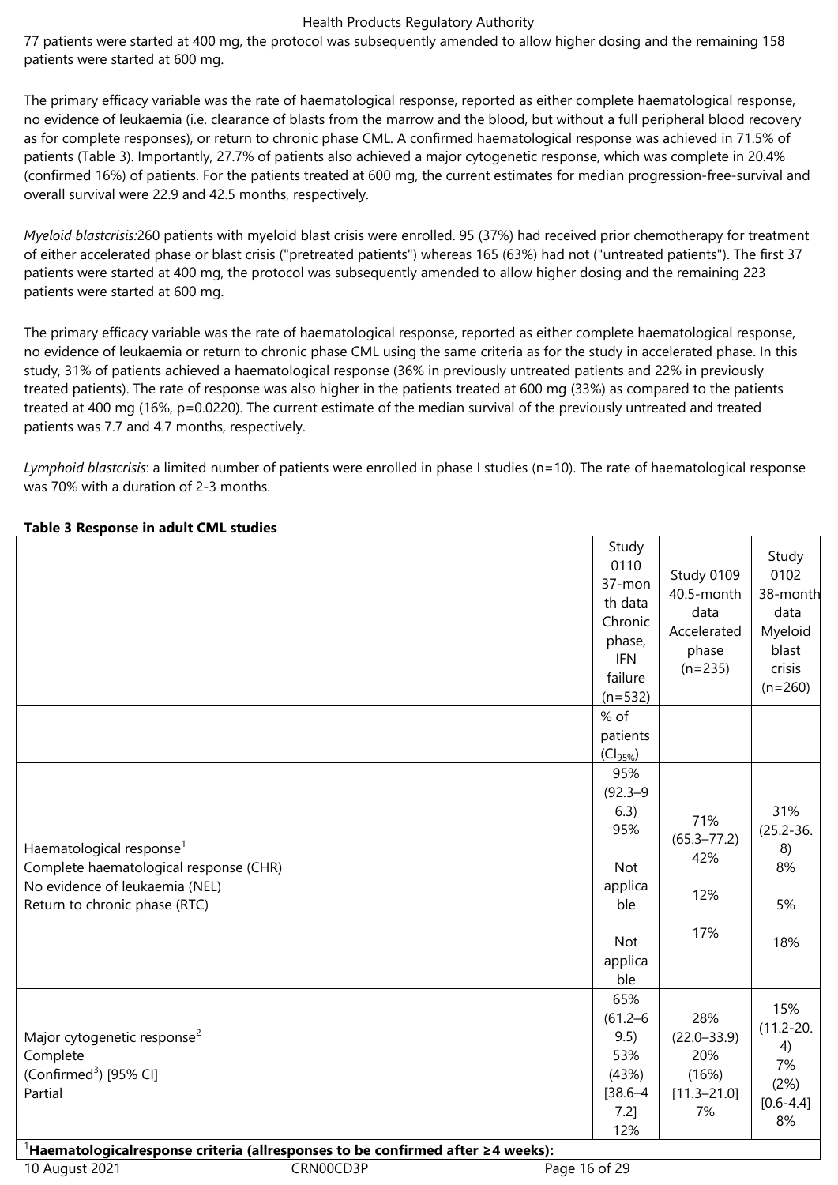77 patients were started at 400 mg, the protocol was subsequently amended to allow higher dosing and the remaining 158 patients were started at 600 mg.

The primary efficacy variable was the rate of haematological response, reported as either complete haematological response, no evidence of leukaemia (i.e. clearance of blasts from the marrow and the blood, but without a full peripheral blood recovery as for complete responses), or return to chronic phase CML. A confirmed haematological response was achieved in 71.5% of patients (Table 3). Importantly, 27.7% of patients also achieved a major cytogenetic response, which was complete in 20.4% (confirmed 16%) of patients. For the patients treated at 600 mg, the current estimates for median progression-free-survival and overall survival were 22.9 and 42.5 months, respectively.

*Myeloid blastcrisis:*260 patients with myeloid blast crisis were enrolled. 95 (37%) had received prior chemotherapy for treatment of either accelerated phase or blast crisis ("pretreated patients") whereas 165 (63%) had not ("untreated patients"). The first 37 patients were started at 400 mg, the protocol was subsequently amended to allow higher dosing and the remaining 223 patients were started at 600 mg.

The primary efficacy variable was the rate of haematological response, reported as either complete haematological response, no evidence of leukaemia or return to chronic phase CML using the same criteria as for the study in accelerated phase. In this study, 31% of patients achieved a haematological response (36% in previously untreated patients and 22% in previously treated patients). The rate of response was also higher in the patients treated at 600 mg (33%) as compared to the patients treated at 400 mg (16%, p=0.0220). The current estimate of the median survival of the previously untreated and treated patients was 7.7 and 4.7 months, respectively.

*Lymphoid blastcrisis*: a limited number of patients were enrolled in phase I studies (n=10). The rate of haematological response was 70% with a duration of 2-3 months.

**Table 3 Response in adult CML studies**

| | Study 0110 37-month data Chronic phase, IFN failure (n=532) | Study 0109 40.5-month data Accelerated phase (n=235) | Study 0102 38-month data Myeloid blast crisis (n=260) |
|---|---|---|---|
| | % of patients ($CI_{95\%}$) | | |
| Haematological response[1] | 95% (92.3–96.3) | 71% (65.3–77.2) | 31% (25.2-36.8) |
| Complete haematological response (CHR) | 95% | 42% | 8% |
| No evidence of leukaemia (NEL) | Not applicable | 12% | 5% |
| Return to chronic phase (RTC) | Not applicable | 17% | 18% |
| Major cytogenetic response[2] | 65% (61.2–69.5) | 28% (22.0–33.9) | 15% (11.2-20.4) |
| Complete | 53% | 20% | 7% |
| (Confirmed[3]) [95% CI] | (43%) [38.6–47.2] | (16%) [11.3–21.0] | (2%) [0.6-4.4] |
| Partial | 12% | 7% | 8% |

[1]**Haematologicalresponse criteria (allresponses to be confirmed after ≥4 weeks):**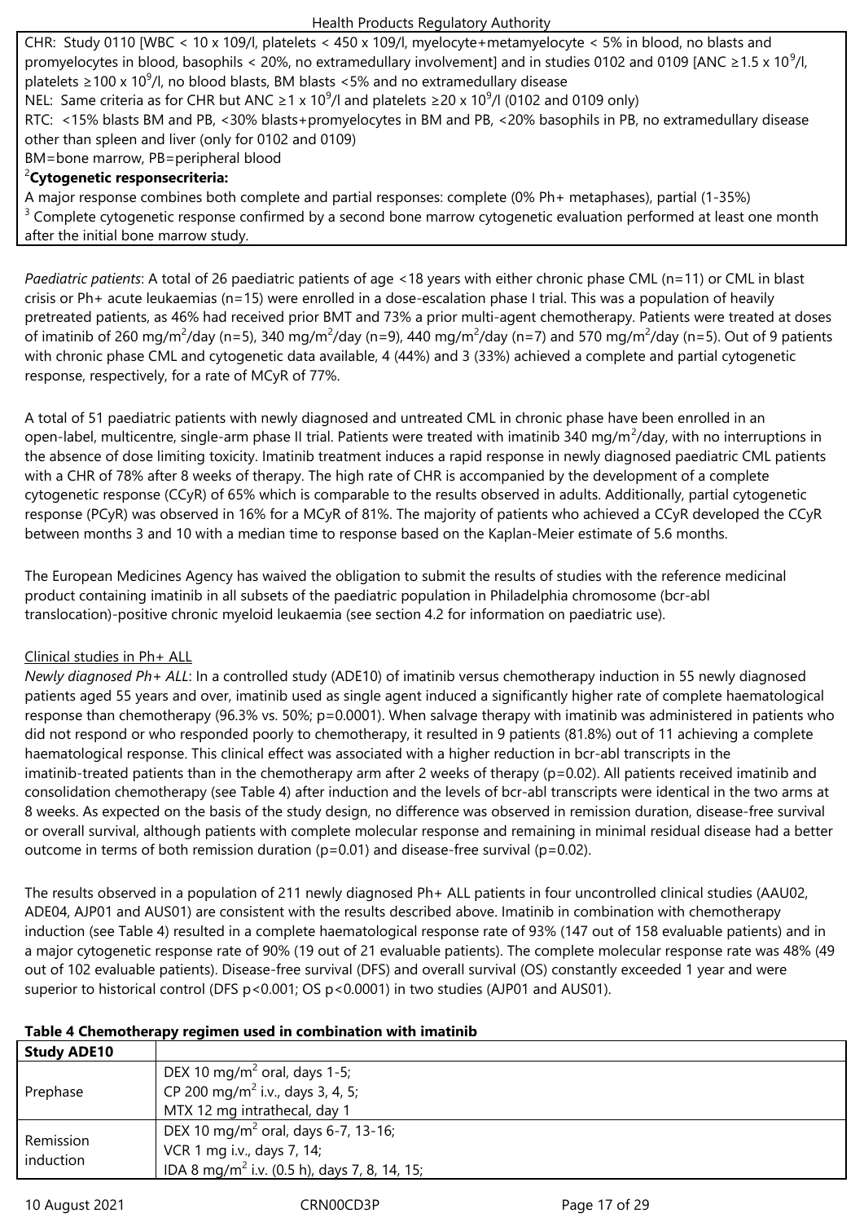CHR: Study 0110 [WBC < 10 x 109/l, platelets < 450 x 109/l, myelocyte+metamyelocyte < 5% in blood, no blasts and promyelocytes in blood, basophils < 20%, no extramedullary involvement] and in studies 0102 and 0109 [ANC ≥1.5 x $10^9$/l, platelets ≥100 x $10^9$/l, no blood blasts, BM blasts <5% and no extramedullary disease

NEL: Same criteria as for CHR but ANC ≥1 x $10^9$/l and platelets ≥20 x $10^9$/l (0102 and 0109 only)

RTC: <15% blasts BM and PB, <30% blasts+promyelocytes in BM and PB, <20% basophils in PB, no extramedullary disease other than spleen and liver (only for 0102 and 0109)

BM=bone marrow, PB=peripheral blood

[2]**Cytogenetic responsecriteria:**

A major response combines both complete and partial responses: complete (0% Ph+ metaphases), partial (1-35%)

[3] Complete cytogenetic response confirmed by a second bone marrow cytogenetic evaluation performed at least one month after the initial bone marrow study.

*Paediatric patients*: A total of 26 paediatric patients of age <18 years with either chronic phase CML (n=11) or CML in blast crisis or Ph+ acute leukaemias (n=15) were enrolled in a dose-escalation phase I trial. This was a population of heavily pretreated patients, as 46% had received prior BMT and 73% a prior multi-agent chemotherapy. Patients were treated at doses of imatinib of 260 mg/$m^2$/day (n=5), 340 mg/$m^2$/day (n=9), 440 mg/$m^2$/day (n=7) and 570 mg/$m^2$/day (n=5). Out of 9 patients with chronic phase CML and cytogenetic data available, 4 (44%) and 3 (33%) achieved a complete and partial cytogenetic response, respectively, for a rate of MCyR of 77%.

A total of 51 paediatric patients with newly diagnosed and untreated CML in chronic phase have been enrolled in an open-label, multicentre, single-arm phase II trial. Patients were treated with imatinib 340 mg/$m^2$/day, with no interruptions in the absence of dose limiting toxicity. Imatinib treatment induces a rapid response in newly diagnosed paediatric CML patients with a CHR of 78% after 8 weeks of therapy. The high rate of CHR is accompanied by the development of a complete cytogenetic response (CCyR) of 65% which is comparable to the results observed in adults. Additionally, partial cytogenetic response (PCyR) was observed in 16% for a MCyR of 81%. The majority of patients who achieved a CCyR developed the CCyR between months 3 and 10 with a median time to response based on the Kaplan-Meier estimate of 5.6 months.

The European Medicines Agency has waived the obligation to submit the results of studies with the reference medicinal product containing imatinib in all subsets of the paediatric population in Philadelphia chromosome (bcr-abl translocation)-positive chronic myeloid leukaemia (see section 4.2 for information on paediatric use).

Clinical studies in Ph+ ALL

*Newly diagnosed Ph+ ALL*: In a controlled study (ADE10) of imatinib versus chemotherapy induction in 55 newly diagnosed patients aged 55 years and over, imatinib used as single agent induced a significantly higher rate of complete haematological response than chemotherapy (96.3% vs. 50%; p=0.0001). When salvage therapy with imatinib was administered in patients who did not respond or who responded poorly to chemotherapy, it resulted in 9 patients (81.8%) out of 11 achieving a complete haematological response. This clinical effect was associated with a higher reduction in bcr-abl transcripts in the imatinib-treated patients than in the chemotherapy arm after 2 weeks of therapy (p=0.02). All patients received imatinib and consolidation chemotherapy (see Table 4) after induction and the levels of bcr-abl transcripts were identical in the two arms at 8 weeks. As expected on the basis of the study design, no difference was observed in remission duration, disease-free survival or overall survival, although patients with complete molecular response and remaining in minimal residual disease had a better outcome in terms of both remission duration (p=0.01) and disease-free survival (p=0.02).

The results observed in a population of 211 newly diagnosed Ph+ ALL patients in four uncontrolled clinical studies (AAU02, ADE04, AJP01 and AUS01) are consistent with the results described above. Imatinib in combination with chemotherapy induction (see Table 4) resulted in a complete haematological response rate of 93% (147 out of 158 evaluable patients) and in a major cytogenetic response rate of 90% (19 out of 21 evaluable patients). The complete molecular response rate was 48% (49 out of 102 evaluable patients). Disease-free survival (DFS) and overall survival (OS) constantly exceeded 1 year and were superior to historical control (DFS p<0.001; OS p<0.0001) in two studies (AJP01 and AUS01).

**Table 4 Chemotherapy regimen used in combination with imatinib**

| **Study ADE10** | |
|---|---|
| Prephase | DEX 10 mg/$m^2$ oral, days 1-5;<br>CP 200 mg/$m^2$ i.v., days 3, 4, 5;<br>MTX 12 mg intrathecal, day 1 |
| Remission induction | DEX 10 mg/$m^2$ oral, days 6-7, 13-16;<br>VCR 1 mg i.v., days 7, 14;<br>IDA 8 mg/$m^2$ i.v. (0.5 h), days 7, 8, 14, 15; |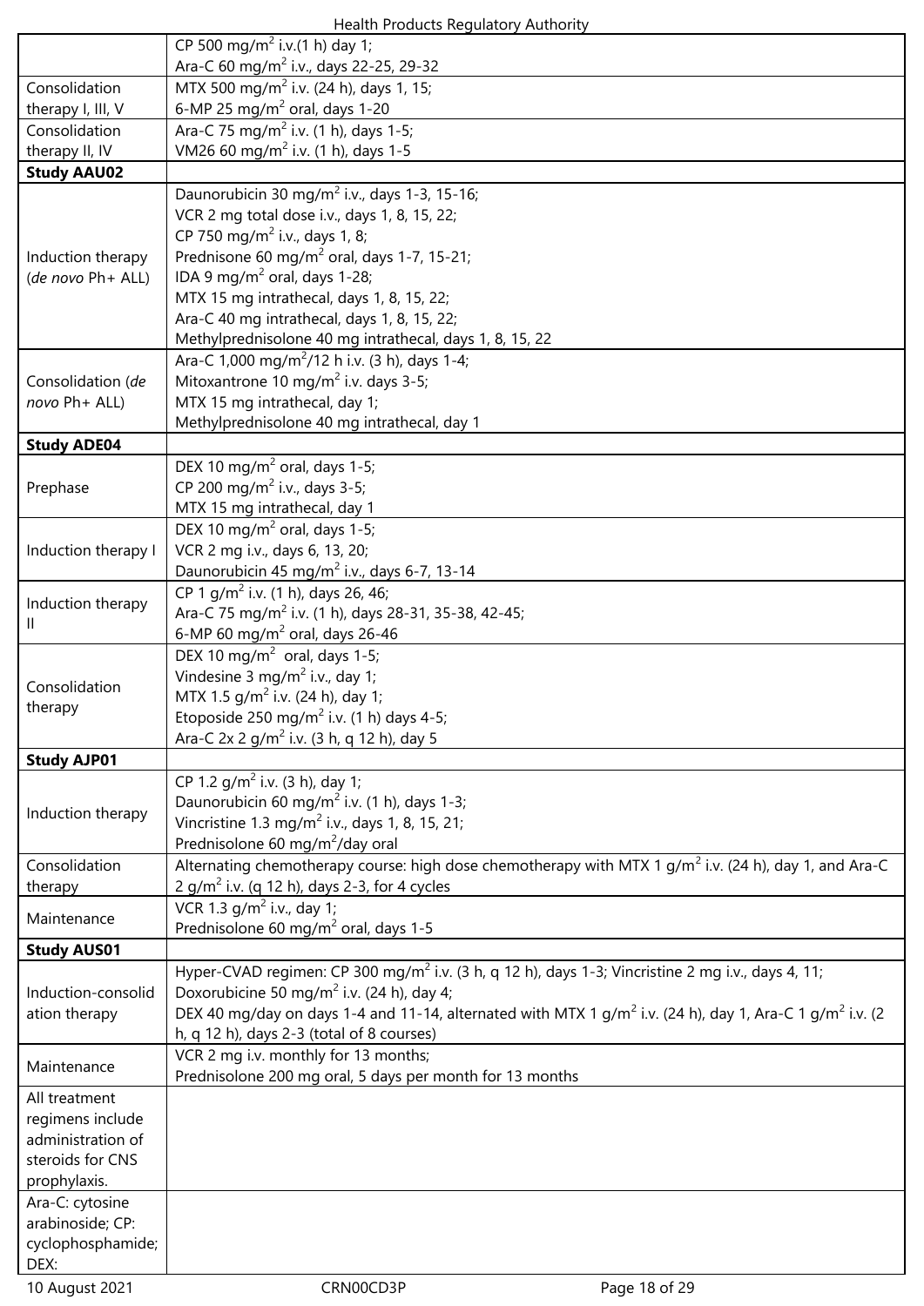| | |
|---|---|
| | CP 500 mg/m$^2$ i.v.(1 h) day 1;<br>Ara-C 60 mg/m$^2$ i.v., days 22-25, 29-32 |
| Consolidation therapy I, III, V | MTX 500 mg/m$^2$ i.v. (24 h), days 1, 15;<br>6-MP 25 mg/m$^2$ oral, days 1-20 |
| Consolidation therapy II, IV | Ara-C 75 mg/m$^2$ i.v. (1 h), days 1-5;<br>VM26 60 mg/m$^2$ i.v. (1 h), days 1-5 |
| **Study AAU02** | |
| Induction therapy (*de novo* Ph+ ALL) | Daunorubicin 30 mg/m$^2$ i.v., days 1-3, 15-16;<br>VCR 2 mg total dose i.v., days 1, 8, 15, 22;<br>CP 750 mg/m$^2$ i.v., days 1, 8;<br>Prednisone 60 mg/m$^2$ oral, days 1-7, 15-21;<br>IDA 9 mg/m$^2$ oral, days 1-28;<br>MTX 15 mg intrathecal, days 1, 8, 15, 22;<br>Ara-C 40 mg intrathecal, days 1, 8, 15, 22;<br>Methylprednisolone 40 mg intrathecal, days 1, 8, 15, 22 |
| Consolidation (*de novo* Ph+ ALL) | Ara-C 1,000 mg/m$^2$/12 h i.v. (3 h), days 1-4;<br>Mitoxantrone 10 mg/m$^2$ i.v. days 3-5;<br>MTX 15 mg intrathecal, day 1;<br>Methylprednisolone 40 mg intrathecal, day 1 |
| **Study ADE04** | |
| Prephase | DEX 10 mg/m$^2$ oral, days 1-5;<br>CP 200 mg/m$^2$ i.v., days 3-5;<br>MTX 15 mg intrathecal, day 1 |
| Induction therapy I | DEX 10 mg/m$^2$ oral, days 1-5;<br>VCR 2 mg i.v., days 6, 13, 20;<br>Daunorubicin 45 mg/m$^2$ i.v., days 6-7, 13-14 |
| Induction therapy II | CP 1 g/m$^2$ i.v. (1 h), days 26, 46;<br>Ara-C 75 mg/m$^2$ i.v. (1 h), days 28-31, 35-38, 42-45;<br>6-MP 60 mg/m$^2$ oral, days 26-46 |
| Consolidation therapy | DEX 10 mg/m$^2$ oral, days 1-5;<br>Vindesine 3 mg/m$^2$ i.v., day 1;<br>MTX 1.5 g/m$^2$ i.v. (24 h), day 1;<br>Etoposide 250 mg/m$^2$ i.v. (1 h) days 4-5;<br>Ara-C 2x 2 g/m$^2$ i.v. (3 h, q 12 h), day 5 |
| **Study AJP01** | |
| Induction therapy | CP 1.2 g/m$^2$ i.v. (3 h), day 1;<br>Daunorubicin 60 mg/m$^2$ i.v. (1 h), days 1-3;<br>Vincristine 1.3 mg/m$^2$ i.v., days 1, 8, 15, 21;<br>Prednisolone 60 mg/m$^2$/day oral |
| Consolidation therapy | Alternating chemotherapy course: high dose chemotherapy with MTX 1 g/m$^2$ i.v. (24 h), day 1, and Ara-C 2 g/m$^2$ i.v. (q 12 h), days 2-3, for 4 cycles |
| Maintenance | VCR 1.3 g/m$^2$ i.v., day 1;<br>Prednisolone 60 mg/m$^2$ oral, days 1-5 |
| **Study AUS01** | |
| Induction-consolidation therapy | Hyper-CVAD regimen: CP 300 mg/m$^2$ i.v. (3 h, q 12 h), days 1-3; Vincristine 2 mg i.v., days 4, 11;<br>Doxorubicine 50 mg/m$^2$ i.v. (24 h), day 4;<br>DEX 40 mg/day on days 1-4 and 11-14, alternated with MTX 1 g/m$^2$ i.v. (24 h), day 1, Ara-C 1 g/m$^2$ i.v. (2 h, q 12 h), days 2-3 (total of 8 courses) |
| Maintenance | VCR 2 mg i.v. monthly for 13 months;<br>Prednisolone 200 mg oral, 5 days per month for 13 months |
| All treatment regimens include administration of steroids for CNS prophylaxis. | |
| Ara-C: cytosine arabinoside; CP: cyclophosphamide; DEX: | |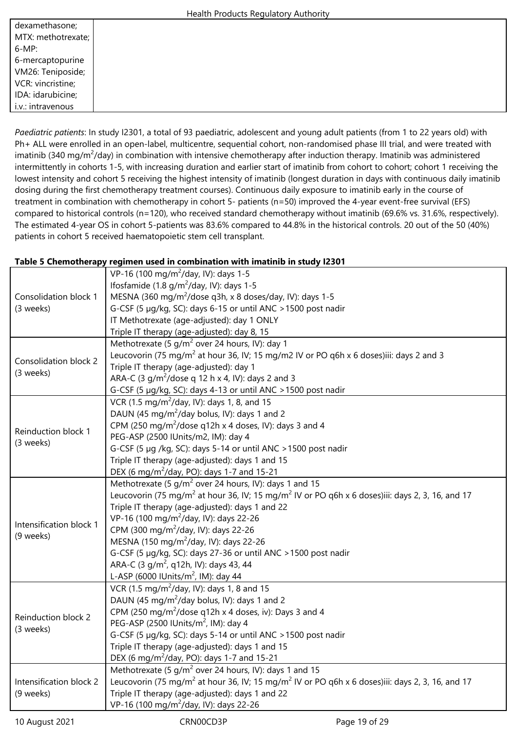| dexamethasone; MTX: methotrexate; 6-MP: 6-mercaptopurine VM26: Teniposide; VCR: vincristine; IDA: idarubicine; i.v.: intravenous | |
|---|---|

*Paediatric patients*: In study I2301, a total of 93 paediatric, adolescent and young adult patients (from 1 to 22 years old) with Ph+ ALL were enrolled in an open-label, multicentre, sequential cohort, non-randomised phase III trial, and were treated with imatinib (340 mg/$m^2$/day) in combination with intensive chemotherapy after induction therapy. Imatinib was administered intermittently in cohorts 1-5, with increasing duration and earlier start of imatinib from cohort to cohort; cohort 1 receiving the lowest intensity and cohort 5 receiving the highest intensity of imatinib (longest duration in days with continuous daily imatinib dosing during the first chemotherapy treatment courses). Continuous daily exposure to imatinib early in the course of treatment in combination with chemotherapy in cohort 5- patients (n=50) improved the 4-year event-free survival (EFS) compared to historical controls (n=120), who received standard chemotherapy without imatinib (69.6% vs. 31.6%, respectively). The estimated 4-year OS in cohort 5-patients was 83.6% compared to 44.8% in the historical controls. 20 out of the 50 (40%) patients in cohort 5 received haematopoietic stem cell transplant.

**Table 5 Chemotherapy regimen used in combination with imatinib in study I2301**

| | |
|---|---|
| Consolidation block 1 (3 weeks) | VP-16 (100 mg/$m^2$/day, IV): days 1-5<br>Ifosfamide (1.8 g/$m^2$/day, IV): days 1-5<br>MESNA (360 mg/$m^2$/dose q3h, x 8 doses/day, IV): days 1-5<br>G-CSF (5 µg/kg, SC): days 6-15 or until ANC >1500 post nadir<br>IT Methotrexate (age-adjusted): day 1 ONLY<br>Triple IT therapy (age-adjusted): day 8, 15 |
| Consolidation block 2 (3 weeks) | Methotrexate (5 g/$m^2$ over 24 hours, IV): day 1<br>Leucovorin (75 mg/$m^2$ at hour 36, IV; 15 mg/m2 IV or PO q6h x 6 doses)iii: days 2 and 3<br>Triple IT therapy (age-adjusted): day 1<br>ARA-C (3 g/$m^2$/dose q 12 h x 4, IV): days 2 and 3<br>G-CSF (5 µg/kg, SC): days 4-13 or until ANC >1500 post nadir |
| Reinduction block 1 (3 weeks) | VCR (1.5 mg/$m^2$/day, IV): days 1, 8, and 15<br>DAUN (45 mg/$m^2$/day bolus, IV): days 1 and 2<br>CPM (250 mg/$m^2$/dose q12h x 4 doses, IV): days 3 and 4<br>PEG-ASP (2500 IUnits/m2, IM): day 4<br>G-CSF (5 µg /kg, SC): days 5-14 or until ANC >1500 post nadir<br>Triple IT therapy (age-adjusted): days 1 and 15<br>DEX (6 mg/$m^2$/day, PO): days 1-7 and 15-21 |
| Intensification block 1 (9 weeks) | Methotrexate (5 g/$m^2$ over 24 hours, IV): days 1 and 15<br>Leucovorin (75 mg/$m^2$ at hour 36, IV; 15 mg/$m^2$ IV or PO q6h x 6 doses)iii: days 2, 3, 16, and 17<br>Triple IT therapy (age-adjusted): days 1 and 22<br>VP-16 (100 mg/$m^2$/day, IV): days 22-26<br>CPM (300 mg/$m^2$/day, IV): days 22-26<br>MESNA (150 mg/$m^2$/day, IV): days 22-26<br>G-CSF (5 µg/kg, SC): days 27-36 or until ANC >1500 post nadir<br>ARA-C (3 g/$m^2$, q12h, IV): days 43, 44<br>L-ASP (6000 IUnits/$m^2$, IM): day 44 |
| Reinduction block 2 (3 weeks) | VCR (1.5 mg/$m^2$/day, IV): days 1, 8 and 15<br>DAUN (45 mg/$m^2$/day bolus, IV): days 1 and 2<br>CPM (250 mg/$m^2$/dose q12h x 4 doses, iv): Days 3 and 4<br>PEG-ASP (2500 IUnits/$m^2$, IM): day 4<br>G-CSF (5 µg/kg, SC): days 5-14 or until ANC >1500 post nadir<br>Triple IT therapy (age-adjusted): days 1 and 15<br>DEX (6 mg/$m^2$/day, PO): days 1-7 and 15-21 |
| Intensification block 2 (9 weeks) | Methotrexate (5 g/$m^2$ over 24 hours, IV): days 1 and 15<br>Leucovorin (75 mg/$m^2$ at hour 36, IV; 15 mg/$m^2$ IV or PO q6h x 6 doses)iii: days 2, 3, 16, and 17<br>Triple IT therapy (age-adjusted): days 1 and 22<br>VP-16 (100 mg/$m^2$/day, IV): days 22-26 |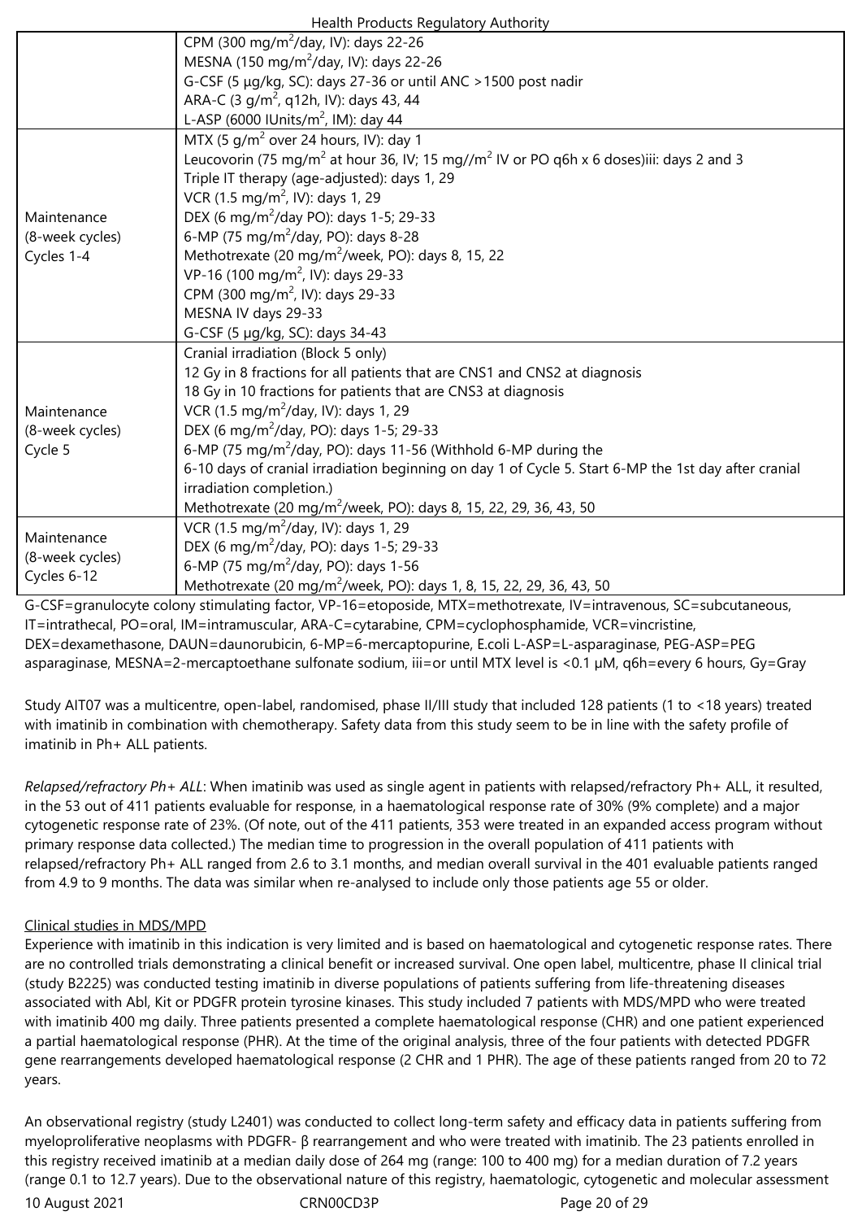| | |
|---|---|
| | CPM (300 mg/m$^2$/day, IV): days 22-26<br>MESNA (150 mg/m$^2$/day, IV): days 22-26<br>G-CSF (5 µg/kg, SC): days 27-36 or until ANC >1500 post nadir<br>ARA-C (3 g/m$^2$, q12h, IV): days 43, 44<br>L-ASP (6000 IUnits/m$^2$, IM): day 44 |
| Maintenance (8-week cycles) Cycles 1-4 | MTX (5 g/m$^2$ over 24 hours, IV): day 1<br>Leucovorin (75 mg/m$^2$ at hour 36, IV; 15 mg//m$^2$ IV or PO q6h x 6 doses)iii: days 2 and 3<br>Triple IT therapy (age-adjusted): days 1, 29<br>VCR (1.5 mg/m$^2$, IV): days 1, 29<br>DEX (6 mg/m$^2$/day PO): days 1-5; 29-33<br>6-MP (75 mg/m$^2$/day, PO): days 8-28<br>Methotrexate (20 mg/m$^2$/week, PO): days 8, 15, 22<br>VP-16 (100 mg/m$^2$, IV): days 29-33<br>CPM (300 mg/m$^2$, IV): days 29-33<br>MESNA IV days 29-33<br>G-CSF (5 µg/kg, SC): days 34-43 |
| Maintenance (8-week cycles) Cycle 5 | Cranial irradiation (Block 5 only)<br>12 Gy in 8 fractions for all patients that are CNS1 and CNS2 at diagnosis<br>18 Gy in 10 fractions for patients that are CNS3 at diagnosis<br>VCR (1.5 mg/m$^2$/day, IV): days 1, 29<br>DEX (6 mg/m$^2$/day, PO): days 1-5; 29-33<br>6-MP (75 mg/m$^2$/day, PO): days 11-56 (Withhold 6-MP during the 6-10 days of cranial irradiation beginning on day 1 of Cycle 5. Start 6-MP the 1st day after cranial irradiation completion.)<br>Methotrexate (20 mg/m$^2$/week, PO): days 8, 15, 22, 29, 36, 43, 50 |
| Maintenance (8-week cycles) Cycles 6-12 | VCR (1.5 mg/m$^2$/day, IV): days 1, 29<br>DEX (6 mg/m$^2$/day, PO): days 1-5; 29-33<br>6-MP (75 mg/m$^2$/day, PO): days 1-56<br>Methotrexate (20 mg/m$^2$/week, PO): days 1, 8, 15, 22, 29, 36, 43, 50 |

G-CSF=granulocyte colony stimulating factor, VP-16=etoposide, MTX=methotrexate, IV=intravenous, SC=subcutaneous, IT=intrathecal, PO=oral, IM=intramuscular, ARA-C=cytarabine, CPM=cyclophosphamide, VCR=vincristine, DEX=dexamethasone, DAUN=daunorubicin, 6-MP=6-mercaptopurine, E.coli L-ASP=L-asparaginase, PEG-ASP=PEG asparaginase, MESNA=2-mercaptoethane sulfonate sodium, iii=or until MTX level is <0.1 µM, q6h=every 6 hours, Gy=Gray

Study AIT07 was a multicentre, open-label, randomised, phase II/III study that included 128 patients (1 to <18 years) treated with imatinib in combination with chemotherapy. Safety data from this study seem to be in line with the safety profile of imatinib in Ph+ ALL patients.

*Relapsed/refractory Ph+ ALL*: When imatinib was used as single agent in patients with relapsed/refractory Ph+ ALL, it resulted, in the 53 out of 411 patients evaluable for response, in a haematological response rate of 30% (9% complete) and a major cytogenetic response rate of 23%. (Of note, out of the 411 patients, 353 were treated in an expanded access program without primary response data collected.) The median time to progression in the overall population of 411 patients with relapsed/refractory Ph+ ALL ranged from 2.6 to 3.1 months, and median overall survival in the 401 evaluable patients ranged from 4.9 to 9 months. The data was similar when re-analysed to include only those patients age 55 or older.

Clinical studies in MDS/MPD

Experience with imatinib in this indication is very limited and is based on haematological and cytogenetic response rates. There are no controlled trials demonstrating a clinical benefit or increased survival. One open label, multicentre, phase II clinical trial (study B2225) was conducted testing imatinib in diverse populations of patients suffering from life-threatening diseases associated with Abl, Kit or PDGFR protein tyrosine kinases. This study included 7 patients with MDS/MPD who were treated with imatinib 400 mg daily. Three patients presented a complete haematological response (CHR) and one patient experienced a partial haematological response (PHR). At the time of the original analysis, three of the four patients with detected PDGFR gene rearrangements developed haematological response (2 CHR and 1 PHR). The age of these patients ranged from 20 to 72 years.

An observational registry (study L2401) was conducted to collect long-term safety and efficacy data in patients suffering from myeloproliferative neoplasms with PDGFR- β rearrangement and who were treated with imatinib. The 23 patients enrolled in this registry received imatinib at a median daily dose of 264 mg (range: 100 to 400 mg) for a median duration of 7.2 years (range 0.1 to 12.7 years). Due to the observational nature of this registry, haematologic, cytogenetic and molecular assessment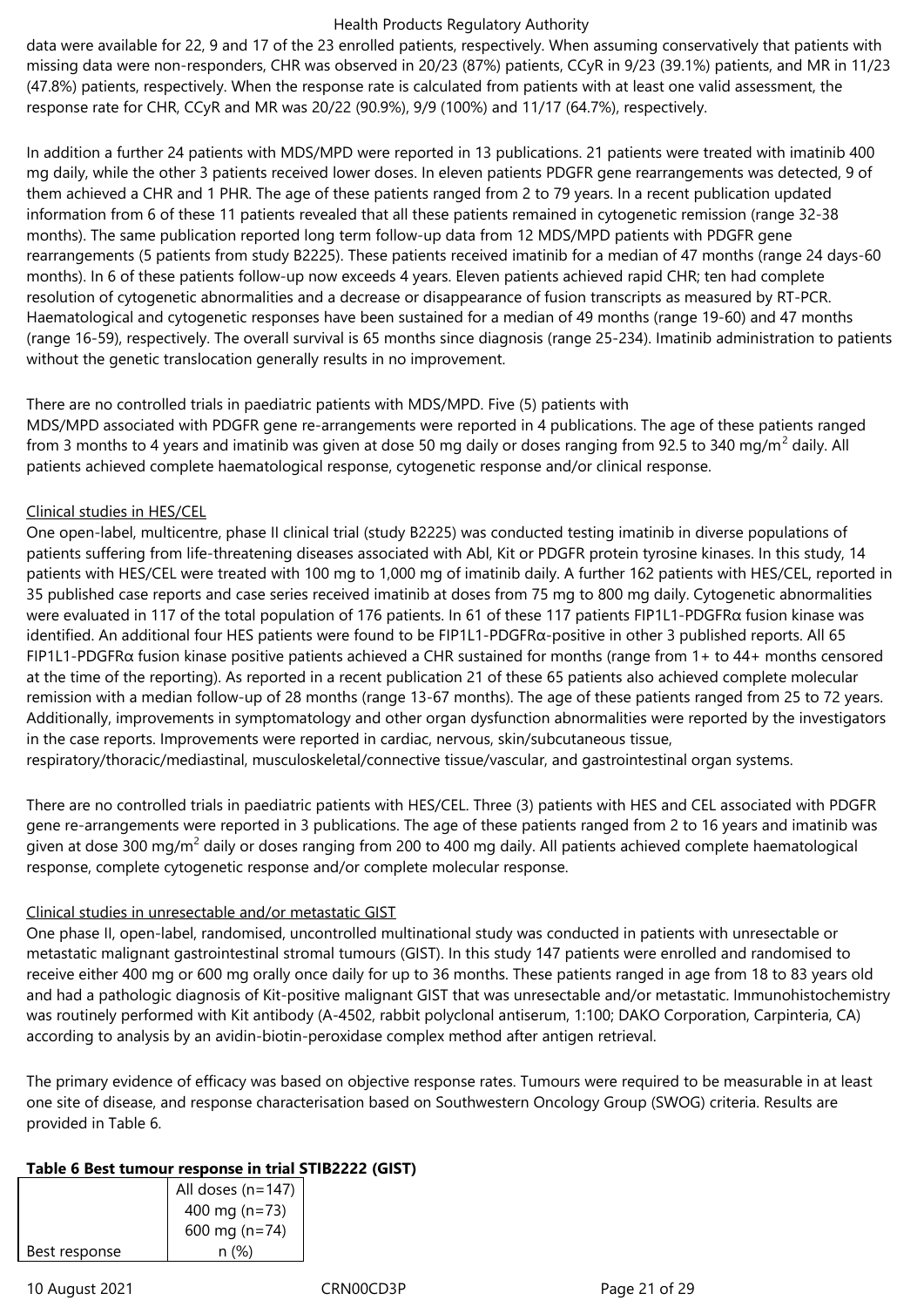data were available for 22, 9 and 17 of the 23 enrolled patients, respectively. When assuming conservatively that patients with missing data were non-responders, CHR was observed in 20/23 (87%) patients, CCyR in 9/23 (39.1%) patients, and MR in 11/23 (47.8%) patients, respectively. When the response rate is calculated from patients with at least one valid assessment, the response rate for CHR, CCyR and MR was 20/22 (90.9%), 9/9 (100%) and 11/17 (64.7%), respectively.

In addition a further 24 patients with MDS/MPD were reported in 13 publications. 21 patients were treated with imatinib 400 mg daily, while the other 3 patients received lower doses. In eleven patients PDGFR gene rearrangements was detected, 9 of them achieved a CHR and 1 PHR. The age of these patients ranged from 2 to 79 years. In a recent publication updated information from 6 of these 11 patients revealed that all these patients remained in cytogenetic remission (range 32-38 months). The same publication reported long term follow-up data from 12 MDS/MPD patients with PDGFR gene rearrangements (5 patients from study B2225). These patients received imatinib for a median of 47 months (range 24 days-60 months). In 6 of these patients follow-up now exceeds 4 years. Eleven patients achieved rapid CHR; ten had complete resolution of cytogenetic abnormalities and a decrease or disappearance of fusion transcripts as measured by RT-PCR. Haematological and cytogenetic responses have been sustained for a median of 49 months (range 19-60) and 47 months (range 16-59), respectively. The overall survival is 65 months since diagnosis (range 25-234). Imatinib administration to patients without the genetic translocation generally results in no improvement.

There are no controlled trials in paediatric patients with MDS/MPD. Five (5) patients with MDS/MPD associated with PDGFR gene re-arrangements were reported in 4 publications. The age of these patients ranged from 3 months to 4 years and imatinib was given at dose 50 mg daily or doses ranging from 92.5 to 340 mg/m$^2$ daily. All patients achieved complete haematological response, cytogenetic response and/or clinical response.

Clinical studies in HES/CEL

One open-label, multicentre, phase II clinical trial (study B2225) was conducted testing imatinib in diverse populations of patients suffering from life-threatening diseases associated with Abl, Kit or PDGFR protein tyrosine kinases. In this study, 14 patients with HES/CEL were treated with 100 mg to 1,000 mg of imatinib daily. A further 162 patients with HES/CEL, reported in 35 published case reports and case series received imatinib at doses from 75 mg to 800 mg daily. Cytogenetic abnormalities were evaluated in 117 of the total population of 176 patients. In 61 of these 117 patients FIP1L1-PDGFRα fusion kinase was identified. An additional four HES patients were found to be FIP1L1-PDGFRα-positive in other 3 published reports. All 65 FIP1L1-PDGFRα fusion kinase positive patients achieved a CHR sustained for months (range from 1+ to 44+ months censored at the time of the reporting). As reported in a recent publication 21 of these 65 patients also achieved complete molecular remission with a median follow-up of 28 months (range 13-67 months). The age of these patients ranged from 25 to 72 years. Additionally, improvements in symptomatology and other organ dysfunction abnormalities were reported by the investigators in the case reports. Improvements were reported in cardiac, nervous, skin/subcutaneous tissue, respiratory/thoracic/mediastinal, musculoskeletal/connective tissue/vascular, and gastrointestinal organ systems.

There are no controlled trials in paediatric patients with HES/CEL. Three (3) patients with HES and CEL associated with PDGFR gene re-arrangements were reported in 3 publications. The age of these patients ranged from 2 to 16 years and imatinib was given at dose 300 mg/m$^2$ daily or doses ranging from 200 to 400 mg daily. All patients achieved complete haematological response, complete cytogenetic response and/or complete molecular response.

Clinical studies in unresectable and/or metastatic GIST

One phase II, open-label, randomised, uncontrolled multinational study was conducted in patients with unresectable or metastatic malignant gastrointestinal stromal tumours (GIST). In this study 147 patients were enrolled and randomised to receive either 400 mg or 600 mg orally once daily for up to 36 months. These patients ranged in age from 18 to 83 years old and had a pathologic diagnosis of Kit-positive malignant GIST that was unresectable and/or metastatic. Immunohistochemistry was routinely performed with Kit antibody (A-4502, rabbit polyclonal antiserum, 1:100; DAKO Corporation, Carpinteria, CA) according to analysis by an avidin-biotin-peroxidase complex method after antigen retrieval.

The primary evidence of efficacy was based on objective response rates. Tumours were required to be measurable in at least one site of disease, and response characterisation based on Southwestern Oncology Group (SWOG) criteria. Results are provided in Table 6.

**Table 6 Best tumour response in trial STIB2222 (GIST)**

| Best response | All doses (n=147) 400 mg (n=73) 600 mg (n=74) n (%) |
|---|---|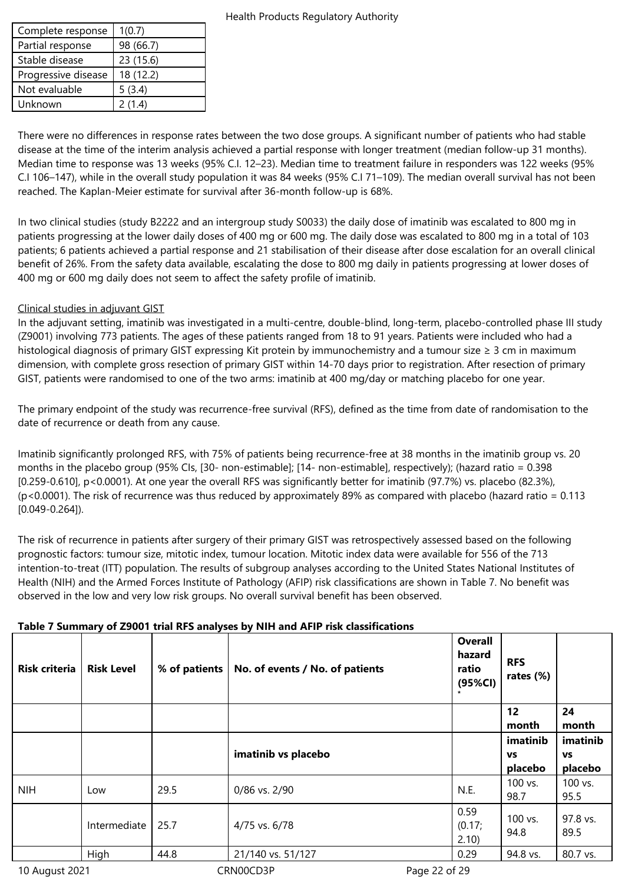| Complete response | 1(0.7) |
|---|---|
| Partial response | 98 (66.7) |
| Stable disease | 23 (15.6) |
| Progressive disease | 18 (12.2) |
| Not evaluable | 5 (3.4) |
| Unknown | 2 (1.4) |

There were no differences in response rates between the two dose groups. A significant number of patients who had stable disease at the time of the interim analysis achieved a partial response with longer treatment (median follow-up 31 months). Median time to response was 13 weeks (95% C.I. 12–23). Median time to treatment failure in responders was 122 weeks (95% C.I 106–147), while in the overall study population it was 84 weeks (95% C.I 71–109). The median overall survival has not been reached. The Kaplan-Meier estimate for survival after 36-month follow-up is 68%.

In two clinical studies (study B2222 and an intergroup study S0033) the daily dose of imatinib was escalated to 800 mg in patients progressing at the lower daily doses of 400 mg or 600 mg. The daily dose was escalated to 800 mg in a total of 103 patients; 6 patients achieved a partial response and 21 stabilisation of their disease after dose escalation for an overall clinical benefit of 26%. From the safety data available, escalating the dose to 800 mg daily in patients progressing at lower doses of 400 mg or 600 mg daily does not seem to affect the safety profile of imatinib.

Clinical studies in adjuvant GIST

In the adjuvant setting, imatinib was investigated in a multi-centre, double-blind, long-term, placebo-controlled phase III study (Z9001) involving 773 patients. The ages of these patients ranged from 18 to 91 years. Patients were included who had a histological diagnosis of primary GIST expressing Kit protein by immunochemistry and a tumour size ≥ 3 cm in maximum dimension, with complete gross resection of primary GIST within 14-70 days prior to registration. After resection of primary GIST, patients were randomised to one of the two arms: imatinib at 400 mg/day or matching placebo for one year.

The primary endpoint of the study was recurrence-free survival (RFS), defined as the time from date of randomisation to the date of recurrence or death from any cause.

Imatinib significantly prolonged RFS, with 75% of patients being recurrence-free at 38 months in the imatinib group vs. 20 months in the placebo group (95% CIs, [30- non-estimable]; [14- non-estimable], respectively); (hazard ratio = 0.398 [0.259-0.610], p<0.0001). At one year the overall RFS was significantly better for imatinib (97.7%) vs. placebo (82.3%), (p<0.0001). The risk of recurrence was thus reduced by approximately 89% as compared with placebo (hazard ratio = 0.113 [0.049-0.264]).

The risk of recurrence in patients after surgery of their primary GIST was retrospectively assessed based on the following prognostic factors: tumour size, mitotic index, tumour location. Mitotic index data were available for 556 of the 713 intention-to-treat (ITT) population. The results of subgroup analyses according to the United States National Institutes of Health (NIH) and the Armed Forces Institute of Pathology (AFIP) risk classifications are shown in Table 7. No benefit was observed in the low and very low risk groups. No overall survival benefit has been observed.

**Table 7 Summary of Z9001 trial RFS analyses by NIH and AFIP risk classifications**

| Risk criteria | Risk Level | % of patients | No. of events / No. of patients | Overall hazard ratio (95%CI)* | RFS rates (%) | |
|---|---|---|---|---|---|---|
| | | | | | 12 month | 24 month |
| | | | imatinib vs placebo | | imatinib vs placebo | imatinib vs placebo |
| NIH | Low | 29.5 | 0/86 vs. 2/90 | N.E. | 100 vs. 98.7 | 100 vs. 95.5 |
| | Intermediate | 25.7 | 4/75 vs. 6/78 | 0.59 (0.17; 2.10) | 100 vs. 94.8 | 97.8 vs. 89.5 |
| | High | 44.8 | 21/140 vs. 51/127 | 0.29 | 94.8 vs. | 80.7 vs. |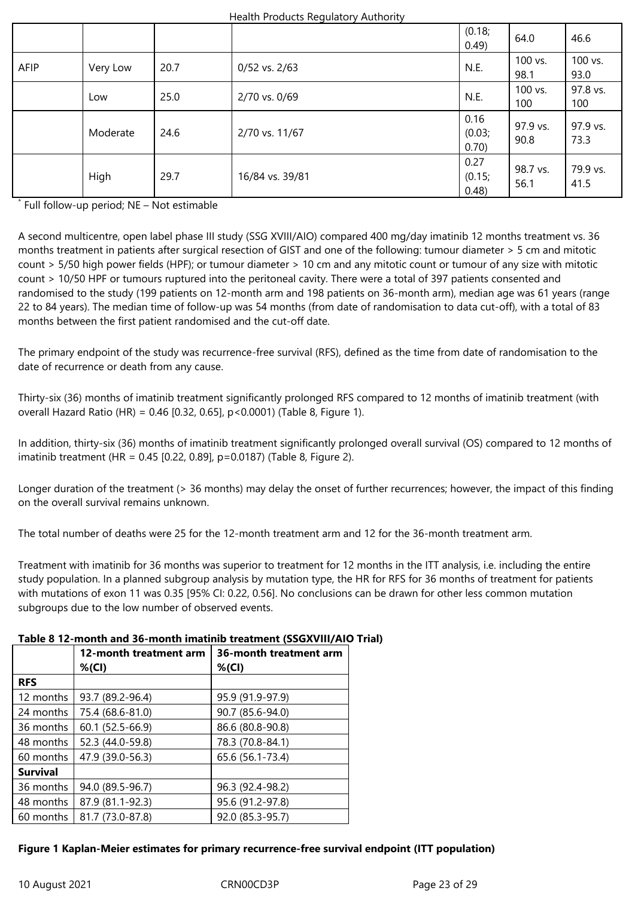| | | | | (0.18; 0.49) | 64.0 | 46.6 |
|---|---|---|---|---|---|---|
| AFIP | Very Low | 20.7 | 0/52 vs. 2/63 | N.E. | 100 vs. 98.1 | 100 vs. 93.0 |
| | Low | 25.0 | 2/70 vs. 0/69 | N.E. | 100 vs. 100 | 97.8 vs. 100 |
| | Moderate | 24.6 | 2/70 vs. 11/67 | 0.16 (0.03; 0.70) | 97.9 vs. 90.8 | 97.9 vs. 73.3 |
| | High | 29.7 | 16/84 vs. 39/81 | 0.27 (0.15; 0.48) | 98.7 vs. 56.1 | 79.9 vs. 41.5 |

* Full follow-up period; NE – Not estimable

A second multicentre, open label phase III study (SSG XVIII/AIO) compared 400 mg/day imatinib 12 months treatment vs. 36 months treatment in patients after surgical resection of GIST and one of the following: tumour diameter > 5 cm and mitotic count > 5/50 high power fields (HPF); or tumour diameter > 10 cm and any mitotic count or tumour of any size with mitotic count > 10/50 HPF or tumours ruptured into the peritoneal cavity. There were a total of 397 patients consented and randomised to the study (199 patients on 12-month arm and 198 patients on 36-month arm), median age was 61 years (range 22 to 84 years). The median time of follow-up was 54 months (from date of randomisation to data cut-off), with a total of 83 months between the first patient randomised and the cut-off date.

The primary endpoint of the study was recurrence-free survival (RFS), defined as the time from date of randomisation to the date of recurrence or death from any cause.

Thirty-six (36) months of imatinib treatment significantly prolonged RFS compared to 12 months of imatinib treatment (with overall Hazard Ratio (HR) = 0.46 [0.32, 0.65], p<0.0001) (Table 8, Figure 1).

In addition, thirty-six (36) months of imatinib treatment significantly prolonged overall survival (OS) compared to 12 months of imatinib treatment (HR = 0.45 [0.22, 0.89], p=0.0187) (Table 8, Figure 2).

Longer duration of the treatment (> 36 months) may delay the onset of further recurrences; however, the impact of this finding on the overall survival remains unknown.

The total number of deaths were 25 for the 12-month treatment arm and 12 for the 36-month treatment arm.

Treatment with imatinib for 36 months was superior to treatment for 12 months in the ITT analysis, i.e. including the entire study population. In a planned subgroup analysis by mutation type, the HR for RFS for 36 months of treatment for patients with mutations of exon 11 was 0.35 [95% CI: 0.22, 0.56]. No conclusions can be drawn for other less common mutation subgroups due to the low number of observed events.

**Table 8 12-month and 36-month imatinib treatment (SSGXVIII/AIO Trial)**

| | **12-month treatment arm %(CI)** | **36-month treatment arm %(CI)** |
|---|---|---|
| **RFS** | | |
| 12 months | 93.7 (89.2-96.4) | 95.9 (91.9-97.9) |
| 24 months | 75.4 (68.6-81.0) | 90.7 (85.6-94.0) |
| 36 months | 60.1 (52.5-66.9) | 86.6 (80.8-90.8) |
| 48 months | 52.3 (44.0-59.8) | 78.3 (70.8-84.1) |
| 60 months | 47.9 (39.0-56.3) | 65.6 (56.1-73.4) |
| **Survival** | | |
| 36 months | 94.0 (89.5-96.7) | 96.3 (92.4-98.2) |
| 48 months | 87.9 (81.1-92.3) | 95.6 (91.2-97.8) |
| 60 months | 81.7 (73.0-87.8) | 92.0 (85.3-95.7) |

**Figure 1 Kaplan-Meier estimates for primary recurrence-free survival endpoint (ITT population)**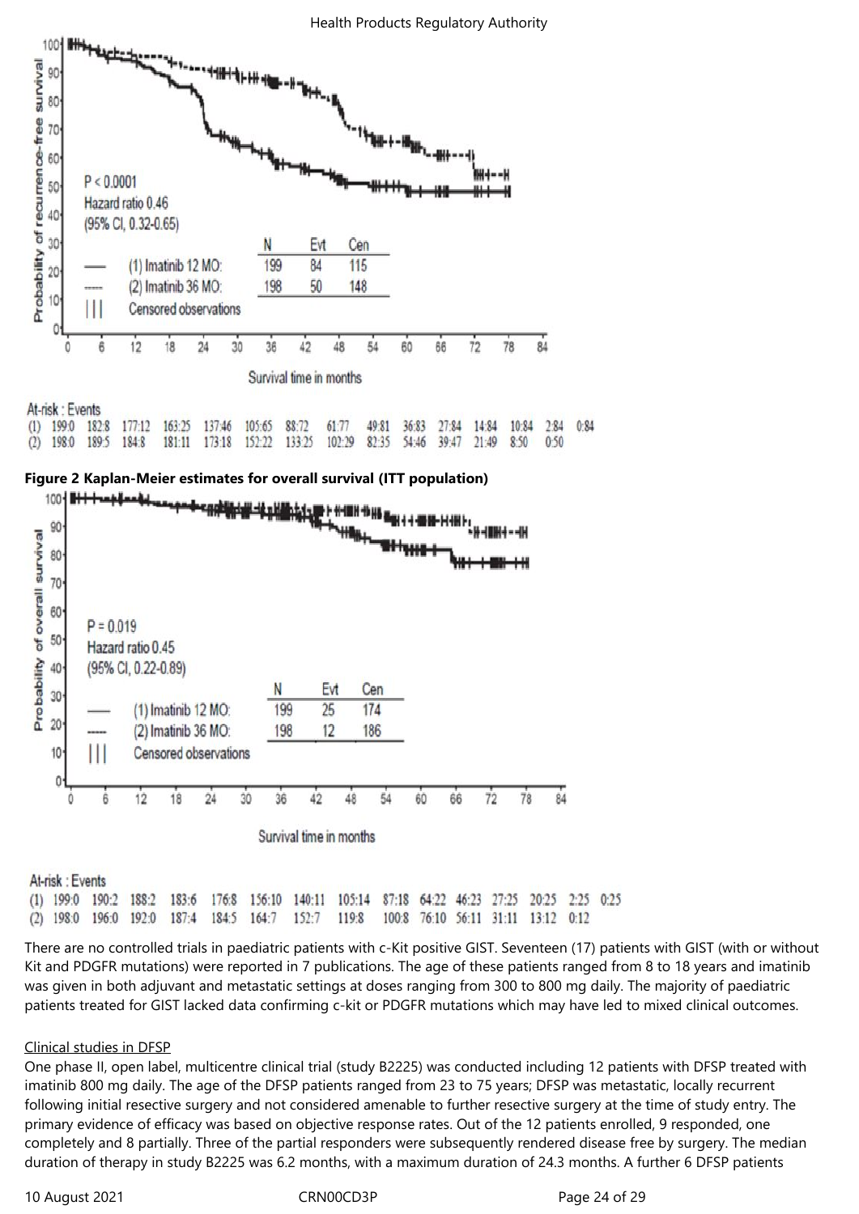At-risk : Events

| | | | | | | | | | | | | | | |
|---|---|---|---|---|---|---|---|---|---|---|---|---|---|---|
| (1) | 199:0 | 182:8 | 177:12 | 163:25 | 137:46 | 105:65 | 88:72 | 61:77 | 49:81 | 36:83 | 27:84 | 14:84 | 10:84 | 2:84 | 0:84 |
| (2) | 198:0 | 189:5 | 184:8 | 181:11 | 173:18 | 152:22 | 133:25 | 102:29 | 82:35 | 54:46 | 39:47 | 21:49 | 8:50 | 0:50 | |

**Figure 2 Kaplan-Meier estimates for overall survival (ITT population)**

At-risk : Events

| | | | | | | | | | | | | | | |
|---|---|---|---|---|---|---|---|---|---|---|---|---|---|---|
| (1) | 199:0 | 190:2 | 188:2 | 183:6 | 176:8 | 156:10 | 140:11 | 105:14 | 87:18 | 64:22 | 46:23 | 27:25 | 20:25 | 2:25 | 0:25 |
| (2) | 198:0 | 196:0 | 192:0 | 187:4 | 184:5 | 164:7 | 152:7 | 119:8 | 100:8 | 76:10 | 56:11 | 31:11 | 13:12 | 0:12 | |

There are no controlled trials in paediatric patients with c-Kit positive GIST. Seventeen (17) patients with GIST (with or without Kit and PDGFR mutations) were reported in 7 publications. The age of these patients ranged from 8 to 18 years and imatinib was given in both adjuvant and metastatic settings at doses ranging from 300 to 800 mg daily. The majority of paediatric patients treated for GIST lacked data confirming c-kit or PDGFR mutations which may have led to mixed clinical outcomes.

Clinical studies in DFSP

One phase II, open label, multicentre clinical trial (study B2225) was conducted including 12 patients with DFSP treated with imatinib 800 mg daily. The age of the DFSP patients ranged from 23 to 75 years; DFSP was metastatic, locally recurrent following initial resective surgery and not considered amenable to further resective surgery at the time of study entry. The primary evidence of efficacy was based on objective response rates. Out of the 12 patients enrolled, 9 responded, one completely and 8 partially. Three of the partial responders were subsequently rendered disease free by surgery. The median duration of therapy in study B2225 was 6.2 months, with a maximum duration of 24.3 months. A further 6 DFSP patients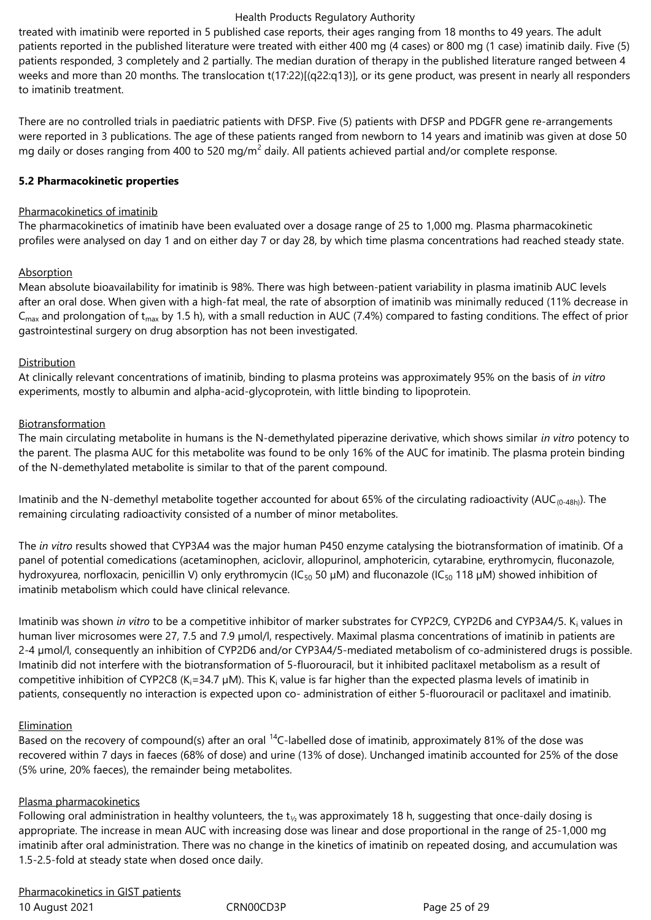treated with imatinib were reported in 5 published case reports, their ages ranging from 18 months to 49 years. The adult patients reported in the published literature were treated with either 400 mg (4 cases) or 800 mg (1 case) imatinib daily. Five (5) patients responded, 3 completely and 2 partially. The median duration of therapy in the published literature ranged between 4 weeks and more than 20 months. The translocation t(17:22)[(q22:q13)], or its gene product, was present in nearly all responders to imatinib treatment.

There are no controlled trials in paediatric patients with DFSP. Five (5) patients with DFSP and PDGFR gene re-arrangements were reported in 3 publications. The age of these patients ranged from newborn to 14 years and imatinib was given at dose 50 mg daily or doses ranging from 400 to 520 mg/$m^2$ daily. All patients achieved partial and/or complete response.

**5.2 Pharmacokinetic properties**

Pharmacokinetics of imatinib

The pharmacokinetics of imatinib have been evaluated over a dosage range of 25 to 1,000 mg. Plasma pharmacokinetic profiles were analysed on day 1 and on either day 7 or day 28, by which time plasma concentrations had reached steady state.

Absorption

Mean absolute bioavailability for imatinib is 98%. There was high between-patient variability in plasma imatinib AUC levels after an oral dose. When given with a high-fat meal, the rate of absorption of imatinib was minimally reduced (11% decrease in $C_{max}$ and prolongation of $t_{max}$ by 1.5 h), with a small reduction in AUC (7.4%) compared to fasting conditions. The effect of prior gastrointestinal surgery on drug absorption has not been investigated.

Distribution

At clinically relevant concentrations of imatinib, binding to plasma proteins was approximately 95% on the basis of *in vitro* experiments, mostly to albumin and alpha-acid-glycoprotein, with little binding to lipoprotein.

Biotransformation

The main circulating metabolite in humans is the N-demethylated piperazine derivative, which shows similar *in vitro* potency to the parent. The plasma AUC for this metabolite was found to be only 16% of the AUC for imatinib. The plasma protein binding of the N-demethylated metabolite is similar to that of the parent compound.

Imatinib and the N-demethyl metabolite together accounted for about 65% of the circulating radioactivity ($AUC_{(0-48h)}$). The remaining circulating radioactivity consisted of a number of minor metabolites.

The *in vitro* results showed that CYP3A4 was the major human P450 enzyme catalysing the biotransformation of imatinib. Of a panel of potential comedications (acetaminophen, aciclovir, allopurinol, amphotericin, cytarabine, erythromycin, fluconazole, hydroxyurea, norfloxacin, penicillin V) only erythromycin ($IC_{50}$ 50 µM) and fluconazole ($IC_{50}$ 118 µM) showed inhibition of imatinib metabolism which could have clinical relevance.

Imatinib was shown *in vitro* to be a competitive inhibitor of marker substrates for CYP2C9, CYP2D6 and CYP3A4/5. $K_i$ values in human liver microsomes were 27, 7.5 and 7.9 µmol/l, respectively. Maximal plasma concentrations of imatinib in patients are 2-4 µmol/l, consequently an inhibition of CYP2D6 and/or CYP3A4/5-mediated metabolism of co-administered drugs is possible. Imatinib did not interfere with the biotransformation of 5-fluorouracil, but it inhibited paclitaxel metabolism as a result of competitive inhibition of CYP2C8 ($K_i$=34.7 µM). This $K_i$ value is far higher than the expected plasma levels of imatinib in patients, consequently no interaction is expected upon co- administration of either 5-fluorouracil or paclitaxel and imatinib.

Elimination

Based on the recovery of compound(s) after an oral $^{14}C$-labelled dose of imatinib, approximately 81% of the dose was recovered within 7 days in faeces (68% of dose) and urine (13% of dose). Unchanged imatinib accounted for 25% of the dose (5% urine, 20% faeces), the remainder being metabolites.

Plasma pharmacokinetics

Following oral administration in healthy volunteers, the $t_{½}$ was approximately 18 h, suggesting that once-daily dosing is appropriate. The increase in mean AUC with increasing dose was linear and dose proportional in the range of 25-1,000 mg imatinib after oral administration. There was no change in the kinetics of imatinib on repeated dosing, and accumulation was 1.5-2.5-fold at steady state when dosed once daily.

Pharmacokinetics in GIST patients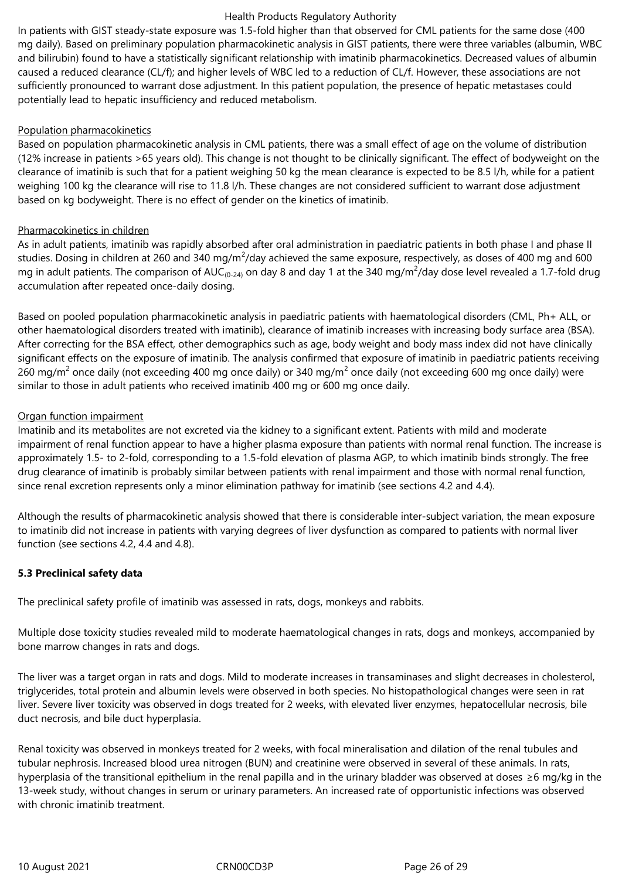In patients with GIST steady-state exposure was 1.5-fold higher than that observed for CML patients for the same dose (400 mg daily). Based on preliminary population pharmacokinetic analysis in GIST patients, there were three variables (albumin, WBC and bilirubin) found to have a statistically significant relationship with imatinib pharmacokinetics. Decreased values of albumin caused a reduced clearance (CL/f); and higher levels of WBC led to a reduction of CL/f. However, these associations are not sufficiently pronounced to warrant dose adjustment. In this patient population, the presence of hepatic metastases could potentially lead to hepatic insufficiency and reduced metabolism.

Population pharmacokinetics

Based on population pharmacokinetic analysis in CML patients, there was a small effect of age on the volume of distribution (12% increase in patients >65 years old). This change is not thought to be clinically significant. The effect of bodyweight on the clearance of imatinib is such that for a patient weighing 50 kg the mean clearance is expected to be 8.5 l/h, while for a patient weighing 100 kg the clearance will rise to 11.8 l/h. These changes are not considered sufficient to warrant dose adjustment based on kg bodyweight. There is no effect of gender on the kinetics of imatinib.

Pharmacokinetics in children

As in adult patients, imatinib was rapidly absorbed after oral administration in paediatric patients in both phase I and phase II studies. Dosing in children at 260 and 340 mg/m$^2$/day achieved the same exposure, respectively, as doses of 400 mg and 600 mg in adult patients. The comparison of $AUC_{(0-24)}$ on day 8 and day 1 at the 340 mg/m$^2$/day dose level revealed a 1.7-fold drug accumulation after repeated once-daily dosing.

Based on pooled population pharmacokinetic analysis in paediatric patients with haematological disorders (CML, Ph+ ALL, or other haematological disorders treated with imatinib), clearance of imatinib increases with increasing body surface area (BSA). After correcting for the BSA effect, other demographics such as age, body weight and body mass index did not have clinically significant effects on the exposure of imatinib. The analysis confirmed that exposure of imatinib in paediatric patients receiving 260 mg/m$^2$ once daily (not exceeding 400 mg once daily) or 340 mg/m$^2$ once daily (not exceeding 600 mg once daily) were similar to those in adult patients who received imatinib 400 mg or 600 mg once daily.

Organ function impairment

Imatinib and its metabolites are not excreted via the kidney to a significant extent. Patients with mild and moderate impairment of renal function appear to have a higher plasma exposure than patients with normal renal function. The increase is approximately 1.5- to 2-fold, corresponding to a 1.5-fold elevation of plasma AGP, to which imatinib binds strongly. The free drug clearance of imatinib is probably similar between patients with renal impairment and those with normal renal function, since renal excretion represents only a minor elimination pathway for imatinib (see sections 4.2 and 4.4).

Although the results of pharmacokinetic analysis showed that there is considerable inter-subject variation, the mean exposure to imatinib did not increase in patients with varying degrees of liver dysfunction as compared to patients with normal liver function (see sections 4.2, 4.4 and 4.8).

**5.3 Preclinical safety data**

The preclinical safety profile of imatinib was assessed in rats, dogs, monkeys and rabbits.

Multiple dose toxicity studies revealed mild to moderate haematological changes in rats, dogs and monkeys, accompanied by bone marrow changes in rats and dogs.

The liver was a target organ in rats and dogs. Mild to moderate increases in transaminases and slight decreases in cholesterol, triglycerides, total protein and albumin levels were observed in both species. No histopathological changes were seen in rat liver. Severe liver toxicity was observed in dogs treated for 2 weeks, with elevated liver enzymes, hepatocellular necrosis, bile duct necrosis, and bile duct hyperplasia.

Renal toxicity was observed in monkeys treated for 2 weeks, with focal mineralisation and dilation of the renal tubules and tubular nephrosis. Increased blood urea nitrogen (BUN) and creatinine were observed in several of these animals. In rats, hyperplasia of the transitional epithelium in the renal papilla and in the urinary bladder was observed at doses ≥6 mg/kg in the 13-week study, without changes in serum or urinary parameters. An increased rate of opportunistic infections was observed with chronic imatinib treatment.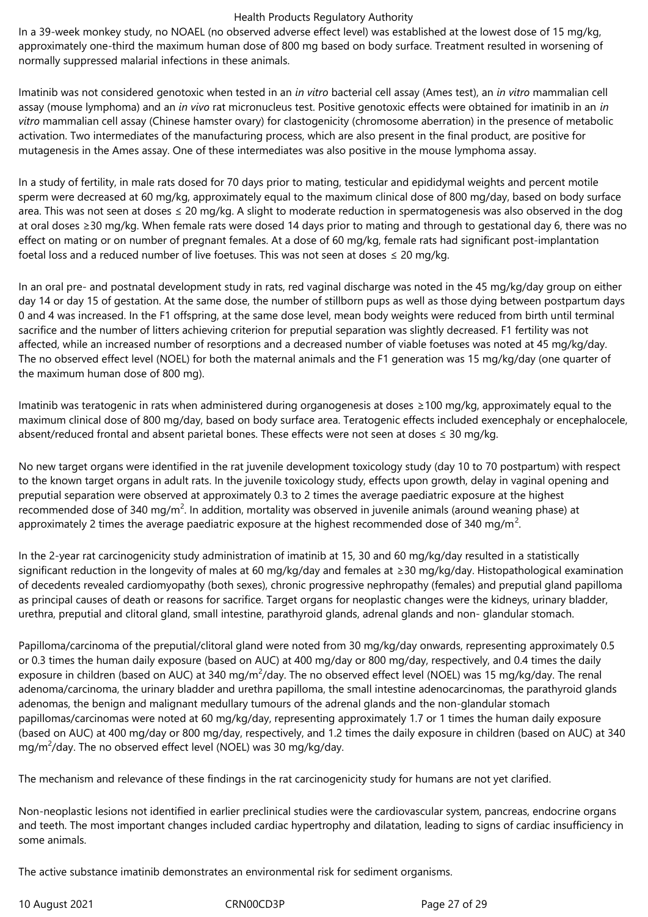In a 39-week monkey study, no NOAEL (no observed adverse effect level) was established at the lowest dose of 15 mg/kg, approximately one-third the maximum human dose of 800 mg based on body surface. Treatment resulted in worsening of normally suppressed malarial infections in these animals.

Imatinib was not considered genotoxic when tested in an *in vitro* bacterial cell assay (Ames test), an *in vitro* mammalian cell assay (mouse lymphoma) and an *in vivo* rat micronucleus test. Positive genotoxic effects were obtained for imatinib in an *in vitro* mammalian cell assay (Chinese hamster ovary) for clastogenicity (chromosome aberration) in the presence of metabolic activation. Two intermediates of the manufacturing process, which are also present in the final product, are positive for mutagenesis in the Ames assay. One of these intermediates was also positive in the mouse lymphoma assay.

In a study of fertility, in male rats dosed for 70 days prior to mating, testicular and epididymal weights and percent motile sperm were decreased at 60 mg/kg, approximately equal to the maximum clinical dose of 800 mg/day, based on body surface area. This was not seen at doses ≤ 20 mg/kg. A slight to moderate reduction in spermatogenesis was also observed in the dog at oral doses ≥30 mg/kg. When female rats were dosed 14 days prior to mating and through to gestational day 6, there was no effect on mating or on number of pregnant females. At a dose of 60 mg/kg, female rats had significant post-implantation foetal loss and a reduced number of live foetuses. This was not seen at doses ≤ 20 mg/kg.

In an oral pre- and postnatal development study in rats, red vaginal discharge was noted in the 45 mg/kg/day group on either day 14 or day 15 of gestation. At the same dose, the number of stillborn pups as well as those dying between postpartum days 0 and 4 was increased. In the F1 offspring, at the same dose level, mean body weights were reduced from birth until terminal sacrifice and the number of litters achieving criterion for preputial separation was slightly decreased. F1 fertility was not affected, while an increased number of resorptions and a decreased number of viable foetuses was noted at 45 mg/kg/day. The no observed effect level (NOEL) for both the maternal animals and the F1 generation was 15 mg/kg/day (one quarter of the maximum human dose of 800 mg).

Imatinib was teratogenic in rats when administered during organogenesis at doses ≥100 mg/kg, approximately equal to the maximum clinical dose of 800 mg/day, based on body surface area. Teratogenic effects included exencephaly or encephalocele, absent/reduced frontal and absent parietal bones. These effects were not seen at doses ≤ 30 mg/kg.

No new target organs were identified in the rat juvenile development toxicology study (day 10 to 70 postpartum) with respect to the known target organs in adult rats. In the juvenile toxicology study, effects upon growth, delay in vaginal opening and preputial separation were observed at approximately 0.3 to 2 times the average paediatric exposure at the highest recommended dose of 340 mg/m$^2$. In addition, mortality was observed in juvenile animals (around weaning phase) at approximately 2 times the average paediatric exposure at the highest recommended dose of 340 mg/m$^2$.

In the 2-year rat carcinogenicity study administration of imatinib at 15, 30 and 60 mg/kg/day resulted in a statistically significant reduction in the longevity of males at 60 mg/kg/day and females at ≥30 mg/kg/day. Histopathological examination of decedents revealed cardiomyopathy (both sexes), chronic progressive nephropathy (females) and preputial gland papilloma as principal causes of death or reasons for sacrifice. Target organs for neoplastic changes were the kidneys, urinary bladder, urethra, preputial and clitoral gland, small intestine, parathyroid glands, adrenal glands and non- glandular stomach.

Papilloma/carcinoma of the preputial/clitoral gland were noted from 30 mg/kg/day onwards, representing approximately 0.5 or 0.3 times the human daily exposure (based on AUC) at 400 mg/day or 800 mg/day, respectively, and 0.4 times the daily exposure in children (based on AUC) at 340 mg/m$^2$/day. The no observed effect level (NOEL) was 15 mg/kg/day. The renal adenoma/carcinoma, the urinary bladder and urethra papilloma, the small intestine adenocarcinomas, the parathyroid glands adenomas, the benign and malignant medullary tumours of the adrenal glands and the non-glandular stomach papillomas/carcinomas were noted at 60 mg/kg/day, representing approximately 1.7 or 1 times the human daily exposure (based on AUC) at 400 mg/day or 800 mg/day, respectively, and 1.2 times the daily exposure in children (based on AUC) at 340 mg/m$^2$/day. The no observed effect level (NOEL) was 30 mg/kg/day.

The mechanism and relevance of these findings in the rat carcinogenicity study for humans are not yet clarified.

Non-neoplastic lesions not identified in earlier preclinical studies were the cardiovascular system, pancreas, endocrine organs and teeth. The most important changes included cardiac hypertrophy and dilatation, leading to signs of cardiac insufficiency in some animals.

The active substance imatinib demonstrates an environmental risk for sediment organisms.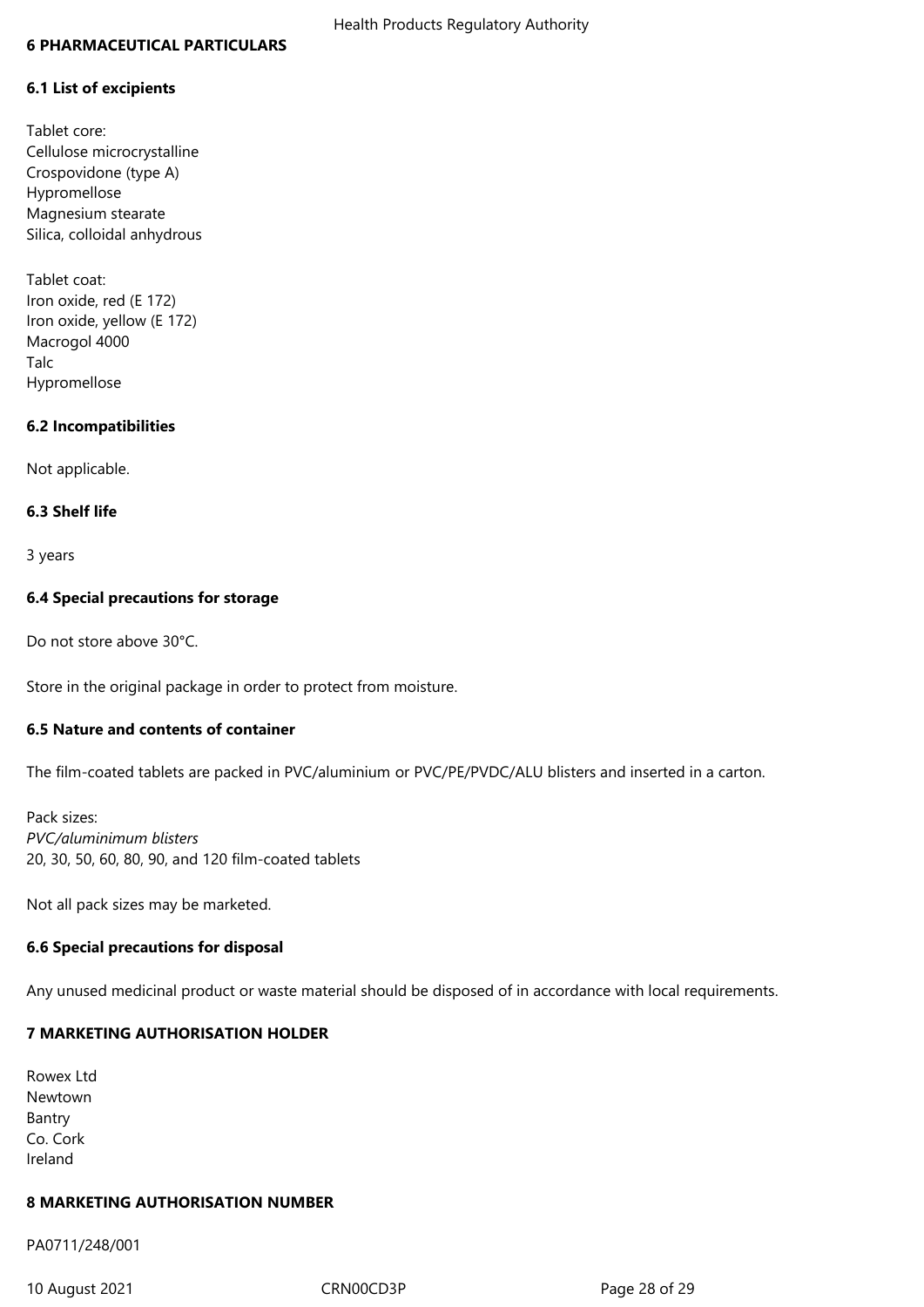## 6 PHARMACEUTICAL PARTICULARS

### 6.1 List of excipients

Tablet core:
Cellulose microcrystalline
Crospovidone (type A)
Hypromellose
Magnesium stearate
Silica, colloidal anhydrous

Tablet coat:
Iron oxide, red (E 172)
Iron oxide, yellow (E 172)
Macrogol 4000
Talc
Hypromellose

### 6.2 Incompatibilities

Not applicable.

### 6.3 Shelf life

3 years

### 6.4 Special precautions for storage

Do not store above 30°C.

Store in the original package in order to protect from moisture.

### 6.5 Nature and contents of container

The film-coated tablets are packed in PVC/aluminium or PVC/PE/PVDC/ALU blisters and inserted in a carton.

Pack sizes:
*PVC/aluminimum blisters*
20, 30, 50, 60, 80, 90, and 120 film-coated tablets

Not all pack sizes may be marketed.

### 6.6 Special precautions for disposal

Any unused medicinal product or waste material should be disposed of in accordance with local requirements.

## 7 MARKETING AUTHORISATION HOLDER

Rowex Ltd
Newtown
Bantry
Co. Cork
Ireland

## 8 MARKETING AUTHORISATION NUMBER

PA0711/248/001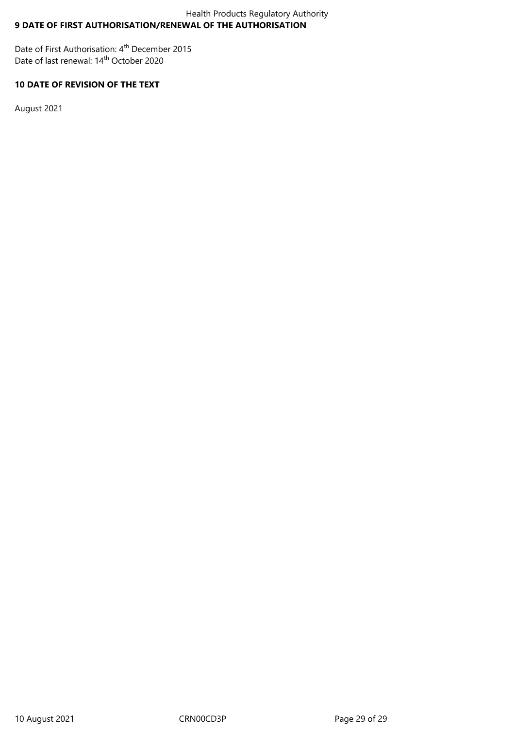## 9 DATE OF FIRST AUTHORISATION/RENEWAL OF THE AUTHORISATION

Date of First Authorisation: 4th December 2015
Date of last renewal: 14th October 2020

## 10 DATE OF REVISION OF THE TEXT

August 2021